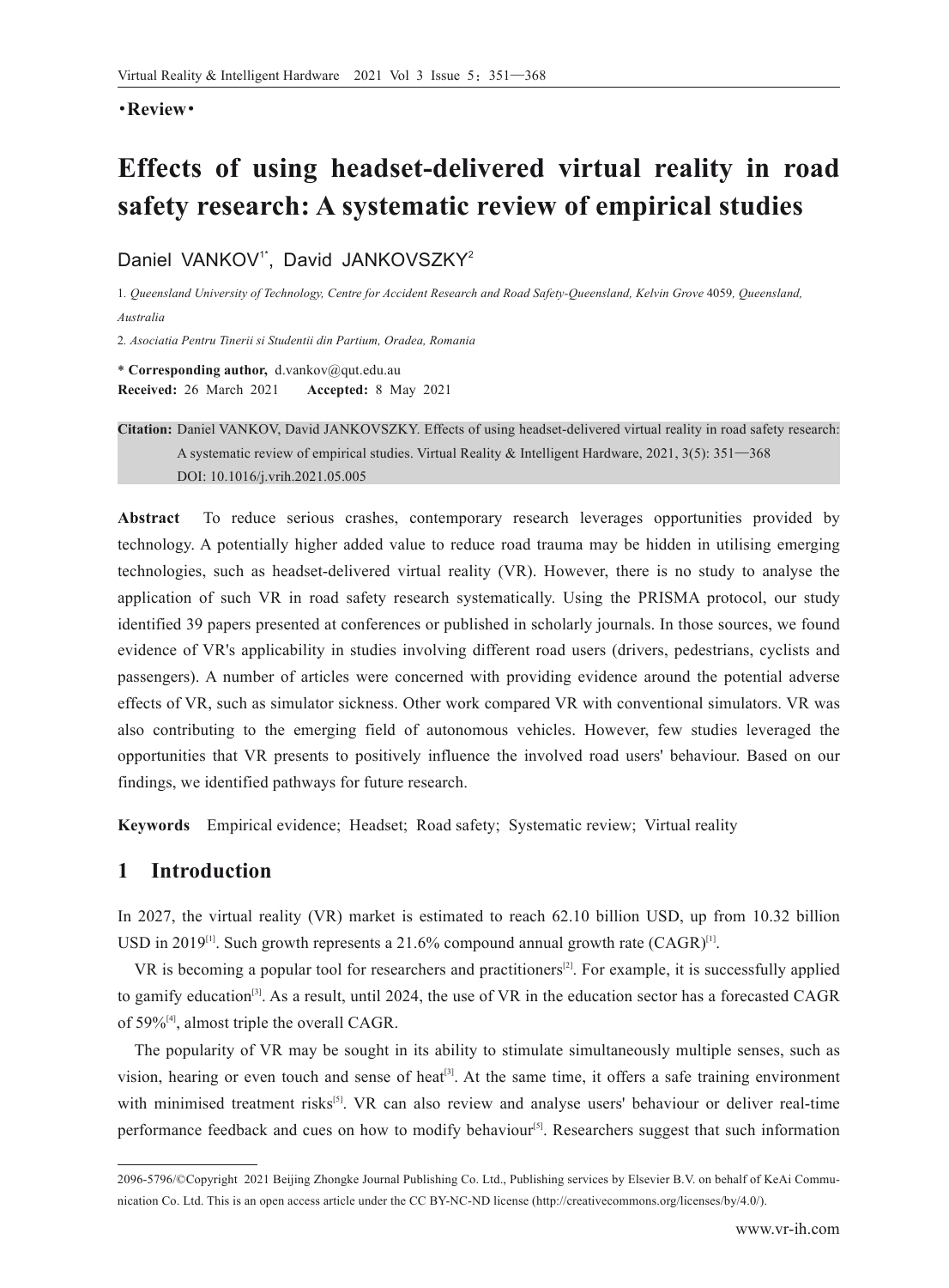•Review•

# Effects of using headset-delivered virtual reality in road safety research: A systematic review of empirical studies

Daniel VANKOV[1*], David JANKOVSZKY[2]

1. *Queensland University of Technology, Centre for Accident Research and Road Safety-Queensland, Kelvin Grove* 4059, *Queensland, Australia*

2. *Asociatia Pentru Tinerii si Studentii din Partium, Oradea, Romania*

\* **Corresponding author,** d.vankov@qut.edu.au

**Received:** 26 March 2021 **Accepted:** 8 May 2021

**Citation:** Daniel VANKOV, David JANKOVSZKY. Effects of using headset-delivered virtual reality in road safety research: A systematic review of empirical studies. Virtual Reality & Intelligent Hardware, 2021, 3(5): 351—368 DOI: 10.1016/j.vrih.2021.05.005

**Abstract** To reduce serious crashes, contemporary research leverages opportunities provided by technology. A potentially higher added value to reduce road trauma may be hidden in utilising emerging technologies, such as headset-delivered virtual reality (VR). However, there is no study to analyse the application of such VR in road safety research systematically. Using the PRISMA protocol, our study identified 39 papers presented at conferences or published in scholarly journals. In those sources, we found evidence of VR's applicability in studies involving different road users (drivers, pedestrians, cyclists and passengers). A number of articles were concerned with providing evidence around the potential adverse effects of VR, such as simulator sickness. Other work compared VR with conventional simulators. VR was also contributing to the emerging field of autonomous vehicles. However, few studies leveraged the opportunities that VR presents to positively influence the involved road users' behaviour. Based on our findings, we identified pathways for future research.

**Keywords** Empirical evidence; Headset; Road safety; Systematic review; Virtual reality

## 1 Introduction

In 2027, the virtual reality (VR) market is estimated to reach 62.10 billion USD, up from 10.32 billion USD in 2019[1]. Such growth represents a 21.6% compound annual growth rate (CAGR)[1].

VR is becoming a popular tool for researchers and practitioners[2]. For example, it is successfully applied to gamify education[3]. As a result, until 2024, the use of VR in the education sector has a forecasted CAGR of 59%[4], almost triple the overall CAGR.

The popularity of VR may be sought in its ability to stimulate simultaneously multiple senses, such as vision, hearing or even touch and sense of heat[3]. At the same time, it offers a safe training environment with minimised treatment risks[5]. VR can also review and analyse users' behaviour or deliver real-time performance feedback and cues on how to modify behaviour[5]. Researchers suggest that such information

---

2096-5796/©Copyright 2021 Beijing Zhongke Journal Publishing Co. Ltd., Publishing services by Elsevier B.V. on behalf of KeAi Communication Co. Ltd. This is an open access article under the CC BY-NC-ND license (http://creativecommons.org/licenses/by/4.0/).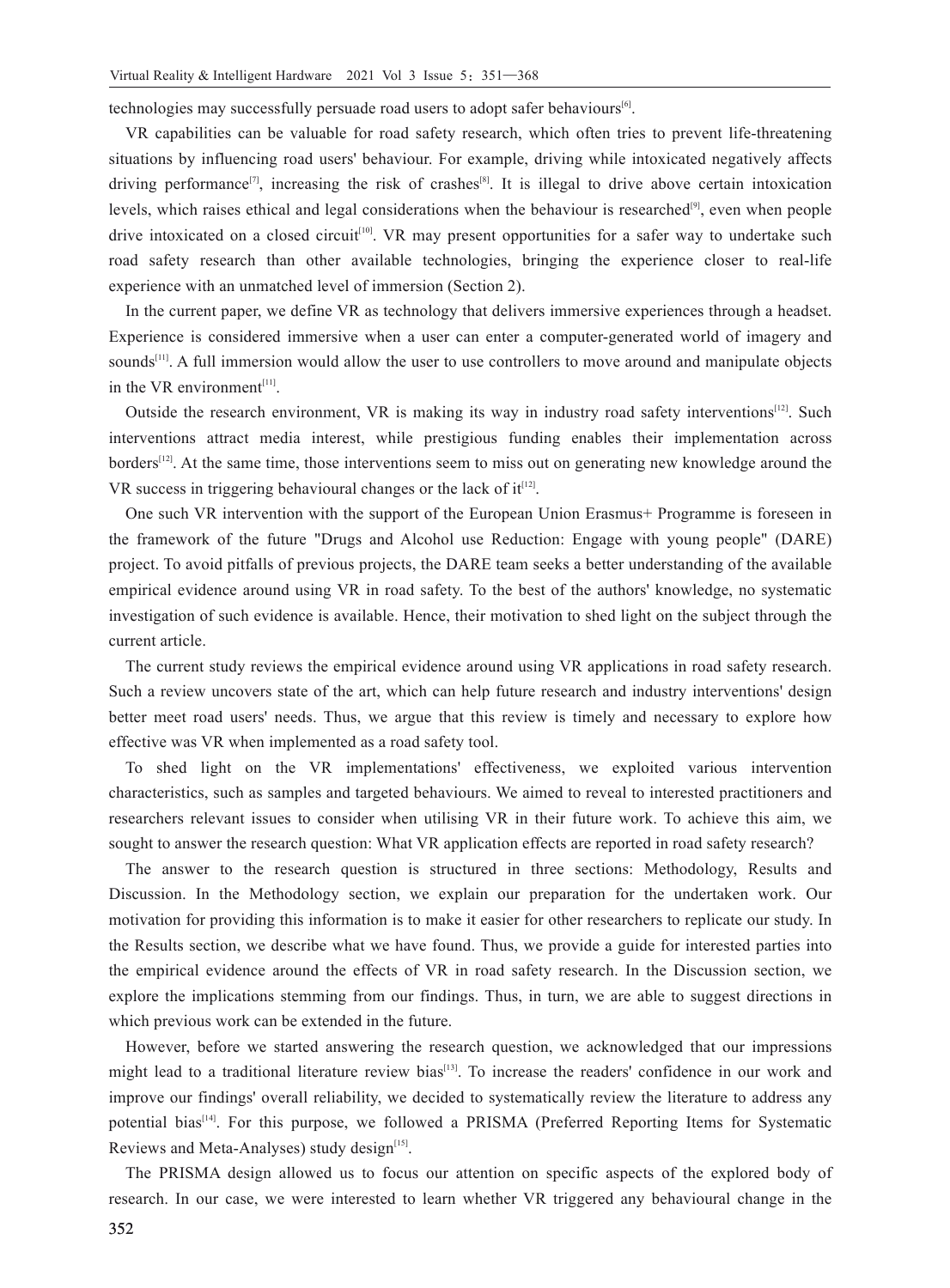technologies may successfully persuade road users to adopt safer behaviours[6].

VR capabilities can be valuable for road safety research, which often tries to prevent life-threatening situations by influencing road users' behaviour. For example, driving while intoxicated negatively affects driving performance[7], increasing the risk of crashes[8]. It is illegal to drive above certain intoxication levels, which raises ethical and legal considerations when the behaviour is researched[9], even when people drive intoxicated on a closed circuit[10]. VR may present opportunities for a safer way to undertake such road safety research than other available technologies, bringing the experience closer to real-life experience with an unmatched level of immersion (Section 2).

In the current paper, we define VR as technology that delivers immersive experiences through a headset. Experience is considered immersive when a user can enter a computer-generated world of imagery and sounds[11]. A full immersion would allow the user to use controllers to move around and manipulate objects in the VR environment[11].

Outside the research environment, VR is making its way in industry road safety interventions[12]. Such interventions attract media interest, while prestigious funding enables their implementation across borders[12]. At the same time, those interventions seem to miss out on generating new knowledge around the VR success in triggering behavioural changes or the lack of it[12].

One such VR intervention with the support of the European Union Erasmus+ Programme is foreseen in the framework of the future "Drugs and Alcohol use Reduction: Engage with young people" (DARE) project. To avoid pitfalls of previous projects, the DARE team seeks a better understanding of the available empirical evidence around using VR in road safety. To the best of the authors' knowledge, no systematic investigation of such evidence is available. Hence, their motivation to shed light on the subject through the current article.

The current study reviews the empirical evidence around using VR applications in road safety research. Such a review uncovers state of the art, which can help future research and industry interventions' design better meet road users' needs. Thus, we argue that this review is timely and necessary to explore how effective was VR when implemented as a road safety tool.

To shed light on the VR implementations' effectiveness, we exploited various intervention characteristics, such as samples and targeted behaviours. We aimed to reveal to interested practitioners and researchers relevant issues to consider when utilising VR in their future work. To achieve this aim, we sought to answer the research question: What VR application effects are reported in road safety research?

The answer to the research question is structured in three sections: Methodology, Results and Discussion. In the Methodology section, we explain our preparation for the undertaken work. Our motivation for providing this information is to make it easier for other researchers to replicate our study. In the Results section, we describe what we have found. Thus, we provide a guide for interested parties into the empirical evidence around the effects of VR in road safety research. In the Discussion section, we explore the implications stemming from our findings. Thus, in turn, we are able to suggest directions in which previous work can be extended in the future.

However, before we started answering the research question, we acknowledged that our impressions might lead to a traditional literature review bias[13]. To increase the readers' confidence in our work and improve our findings' overall reliability, we decided to systematically review the literature to address any potential bias[14]. For this purpose, we followed a PRISMA (Preferred Reporting Items for Systematic Reviews and Meta-Analyses) study design[15].

The PRISMA design allowed us to focus our attention on specific aspects of the explored body of research. In our case, we were interested to learn whether VR triggered any behavioural change in the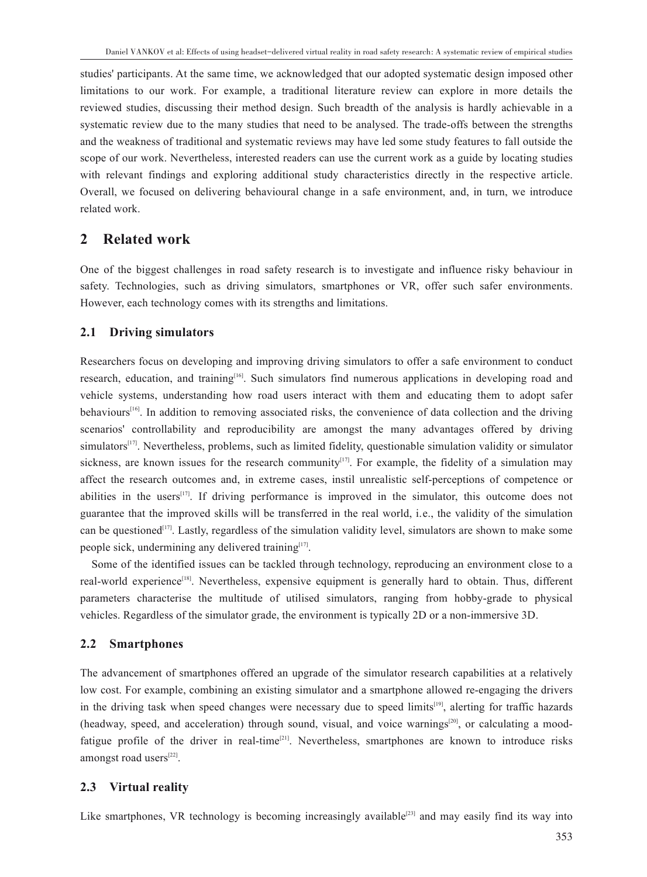studies' participants. At the same time, we acknowledged that our adopted systematic design imposed other limitations to our work. For example, a traditional literature review can explore in more details the reviewed studies, discussing their method design. Such breadth of the analysis is hardly achievable in a systematic review due to the many studies that need to be analysed. The trade-offs between the strengths and the weakness of traditional and systematic reviews may have led some study features to fall outside the scope of our work. Nevertheless, interested readers can use the current work as a guide by locating studies with relevant findings and exploring additional study characteristics directly in the respective article. Overall, we focused on delivering behavioural change in a safe environment, and, in turn, we introduce related work.

## 2 Related work

One of the biggest challenges in road safety research is to investigate and influence risky behaviour in safety. Technologies, such as driving simulators, smartphones or VR, offer such safer environments. However, each technology comes with its strengths and limitations.

### 2.1 Driving simulators

Researchers focus on developing and improving driving simulators to offer a safe environment to conduct research, education, and training[16]. Such simulators find numerous applications in developing road and vehicle systems, understanding how road users interact with them and educating them to adopt safer behaviours[16]. In addition to removing associated risks, the convenience of data collection and the driving scenarios' controllability and reproducibility are amongst the many advantages offered by driving simulators[17]. Nevertheless, problems, such as limited fidelity, questionable simulation validity or simulator sickness, are known issues for the research community[17]. For example, the fidelity of a simulation may affect the research outcomes and, in extreme cases, instil unrealistic self-perceptions of competence or abilities in the users[17]. If driving performance is improved in the simulator, this outcome does not guarantee that the improved skills will be transferred in the real world, i.e., the validity of the simulation can be questioned[17]. Lastly, regardless of the simulation validity level, simulators are shown to make some people sick, undermining any delivered training[17].

Some of the identified issues can be tackled through technology, reproducing an environment close to a real-world experience[18]. Nevertheless, expensive equipment is generally hard to obtain. Thus, different parameters characterise the multitude of utilised simulators, ranging from hobby-grade to physical vehicles. Regardless of the simulator grade, the environment is typically 2D or a non-immersive 3D.

### 2.2 Smartphones

The advancement of smartphones offered an upgrade of the simulator research capabilities at a relatively low cost. For example, combining an existing simulator and a smartphone allowed re-engaging the drivers in the driving task when speed changes were necessary due to speed limits[19], alerting for traffic hazards (headway, speed, and acceleration) through sound, visual, and voice warnings[20], or calculating a mood-fatigue profile of the driver in real-time[21]. Nevertheless, smartphones are known to introduce risks amongst road users[22].

### 2.3 Virtual reality

Like smartphones, VR technology is becoming increasingly available[23] and may easily find its way into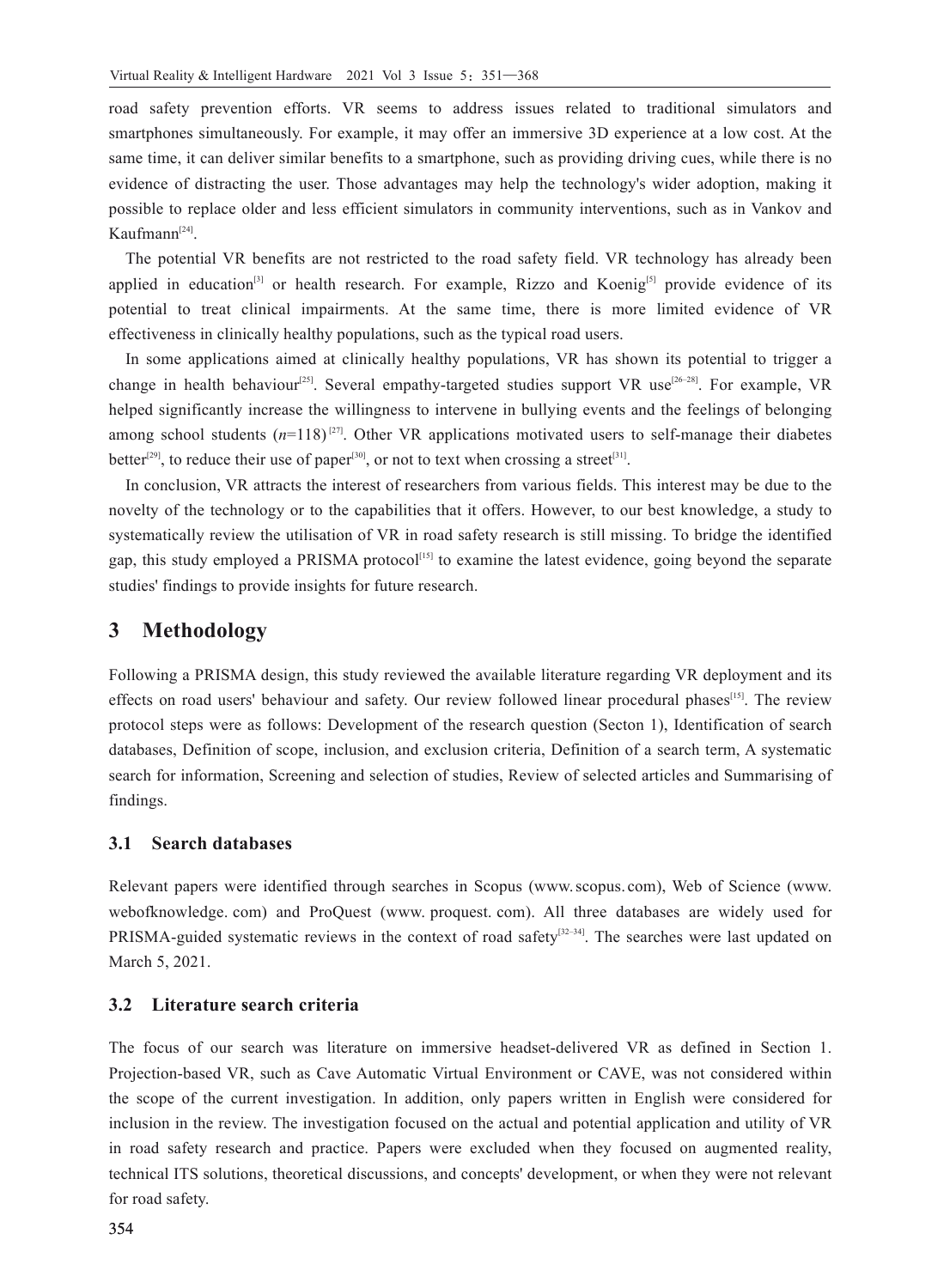road safety prevention efforts. VR seems to address issues related to traditional simulators and smartphones simultaneously. For example, it may offer an immersive 3D experience at a low cost. At the same time, it can deliver similar benefits to a smartphone, such as providing driving cues, while there is no evidence of distracting the user. Those advantages may help the technology's wider adoption, making it possible to replace older and less efficient simulators in community interventions, such as in Vankov and Kaufmann[24].

The potential VR benefits are not restricted to the road safety field. VR technology has already been applied in education[3] or health research. For example, Rizzo and Koenig[5] provide evidence of its potential to treat clinical impairments. At the same time, there is more limited evidence of VR effectiveness in clinically healthy populations, such as the typical road users.

In some applications aimed at clinically healthy populations, VR has shown its potential to trigger a change in health behaviour[25]. Several empathy-targeted studies support VR use[26–28]. For example, VR helped significantly increase the willingness to intervene in bullying events and the feelings of belonging among school students ($n$=118)[27]. Other VR applications motivated users to self-manage their diabetes better[29], to reduce their use of paper[30], or not to text when crossing a street[31].

In conclusion, VR attracts the interest of researchers from various fields. This interest may be due to the novelty of the technology or to the capabilities that it offers. However, to our best knowledge, a study to systematically review the utilisation of VR in road safety research is still missing. To bridge the identified gap, this study employed a PRISMA protocol[15] to examine the latest evidence, going beyond the separate studies' findings to provide insights for future research.

## 3 Methodology

Following a PRISMA design, this study reviewed the available literature regarding VR deployment and its effects on road users' behaviour and safety. Our review followed linear procedural phases[15]. The review protocol steps were as follows: Development of the research question (Secton 1), Identification of search databases, Definition of scope, inclusion, and exclusion criteria, Definition of a search term, A systematic search for information, Screening and selection of studies, Review of selected articles and Summarising of findings.

### 3.1 Search databases

Relevant papers were identified through searches in Scopus (www.scopus.com), Web of Science (www.webofknowledge.com) and ProQuest (www.proquest.com). All three databases are widely used for PRISMA-guided systematic reviews in the context of road safety[32–34]. The searches were last updated on March 5, 2021.

### 3.2 Literature search criteria

The focus of our search was literature on immersive headset-delivered VR as defined in Section 1. Projection-based VR, such as Cave Automatic Virtual Environment or CAVE, was not considered within the scope of the current investigation. In addition, only papers written in English were considered for inclusion in the review. The investigation focused on the actual and potential application and utility of VR in road safety research and practice. Papers were excluded when they focused on augmented reality, technical ITS solutions, theoretical discussions, and concepts' development, or when they were not relevant for road safety.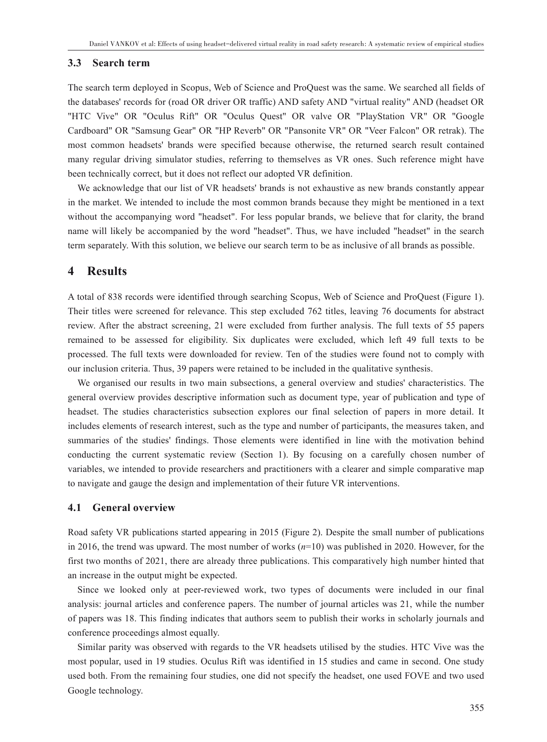### 3.3 Search term

The search term deployed in Scopus, Web of Science and ProQuest was the same. We searched all fields of the databases' records for (road OR driver OR traffic) AND safety AND "virtual reality" AND (headset OR "HTC Vive" OR "Oculus Rift" OR "Oculus Quest" OR valve OR "PlayStation VR" OR "Google Cardboard" OR "Samsung Gear" OR "HP Reverb" OR "Pansonite VR" OR "Veer Falcon" OR retrak). The most common headsets' brands were specified because otherwise, the returned search result contained many regular driving simulator studies, referring to themselves as VR ones. Such reference might have been technically correct, but it does not reflect our adopted VR definition.

We acknowledge that our list of VR headsets' brands is not exhaustive as new brands constantly appear in the market. We intended to include the most common brands because they might be mentioned in a text without the accompanying word "headset". For less popular brands, we believe that for clarity, the brand name will likely be accompanied by the word "headset". Thus, we have included "headset" in the search term separately. With this solution, we believe our search term to be as inclusive of all brands as possible.

## 4 Results

A total of 838 records were identified through searching Scopus, Web of Science and ProQuest (Figure 1). Their titles were screened for relevance. This step excluded 762 titles, leaving 76 documents for abstract review. After the abstract screening, 21 were excluded from further analysis. The full texts of 55 papers remained to be assessed for eligibility. Six duplicates were excluded, which left 49 full texts to be processed. The full texts were downloaded for review. Ten of the studies were found not to comply with our inclusion criteria. Thus, 39 papers were retained to be included in the qualitative synthesis.

We organised our results in two main subsections, a general overview and studies' characteristics. The general overview provides descriptive information such as document type, year of publication and type of headset. The studies characteristics subsection explores our final selection of papers in more detail. It includes elements of research interest, such as the type and number of participants, the measures taken, and summaries of the studies' findings. Those elements were identified in line with the motivation behind conducting the current systematic review (Section 1). By focusing on a carefully chosen number of variables, we intended to provide researchers and practitioners with a clearer and simple comparative map to navigate and gauge the design and implementation of their future VR interventions.

### 4.1 General overview

Road safety VR publications started appearing in 2015 (Figure 2). Despite the small number of publications in 2016, the trend was upward. The most number of works ($n$=10) was published in 2020. However, for the first two months of 2021, there are already three publications. This comparatively high number hinted that an increase in the output might be expected.

Since we looked only at peer-reviewed work, two types of documents were included in our final analysis: journal articles and conference papers. The number of journal articles was 21, while the number of papers was 18. This finding indicates that authors seem to publish their works in scholarly journals and conference proceedings almost equally.

Similar parity was observed with regards to the VR headsets utilised by the studies. HTC Vive was the most popular, used in 19 studies. Oculus Rift was identified in 15 studies and came in second. One study used both. From the remaining four studies, one did not specify the headset, one used FOVE and two used Google technology.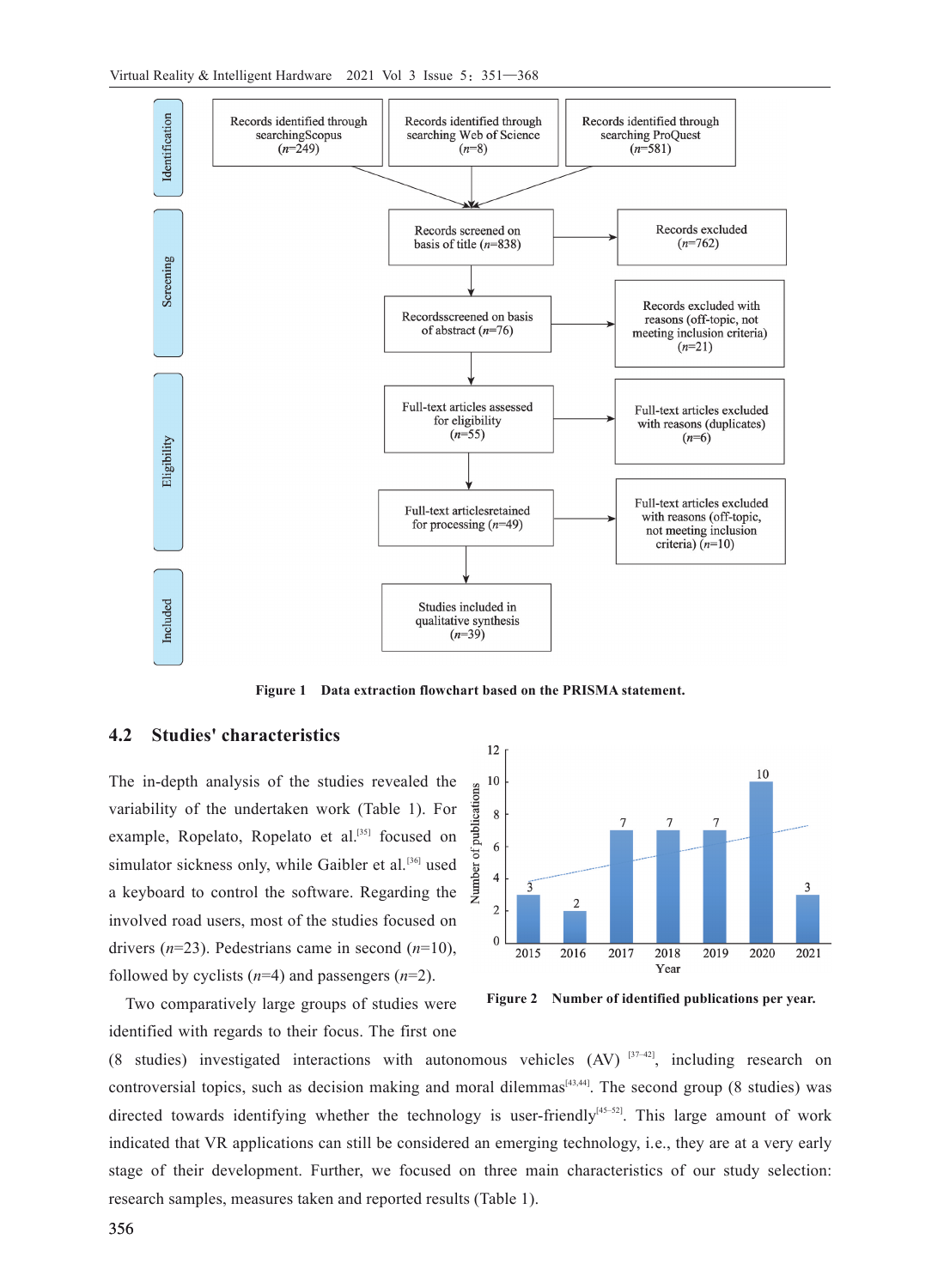Figure 1 Data extraction flowchart based on the PRISMA statement.

## 4.2 Studies' characteristics

The in-depth analysis of the studies revealed the variability of the undertaken work (Table 1). For example, Ropelato, Ropelato et al.[35] focused on simulator sickness only, while Gaibler et al.[36] used a keyboard to control the software. Regarding the involved road users, most of the studies focused on drivers (*n*=23). Pedestrians came in second (*n*=10), followed by cyclists (*n*=4) and passengers (*n*=2).

Figure 2 Number of identified publications per year.

Two comparatively large groups of studies were identified with regards to their focus. The first one (8 studies) investigated interactions with autonomous vehicles (AV) [37–42], including research on controversial topics, such as decision making and moral dilemmas[43,44]. The second group (8 studies) was directed towards identifying whether the technology is user-friendly[45–52]. This large amount of work indicated that VR applications can still be considered an emerging technology, i.e., they are at a very early stage of their development. Further, we focused on three main characteristics of our study selection: research samples, measures taken and reported results (Table 1).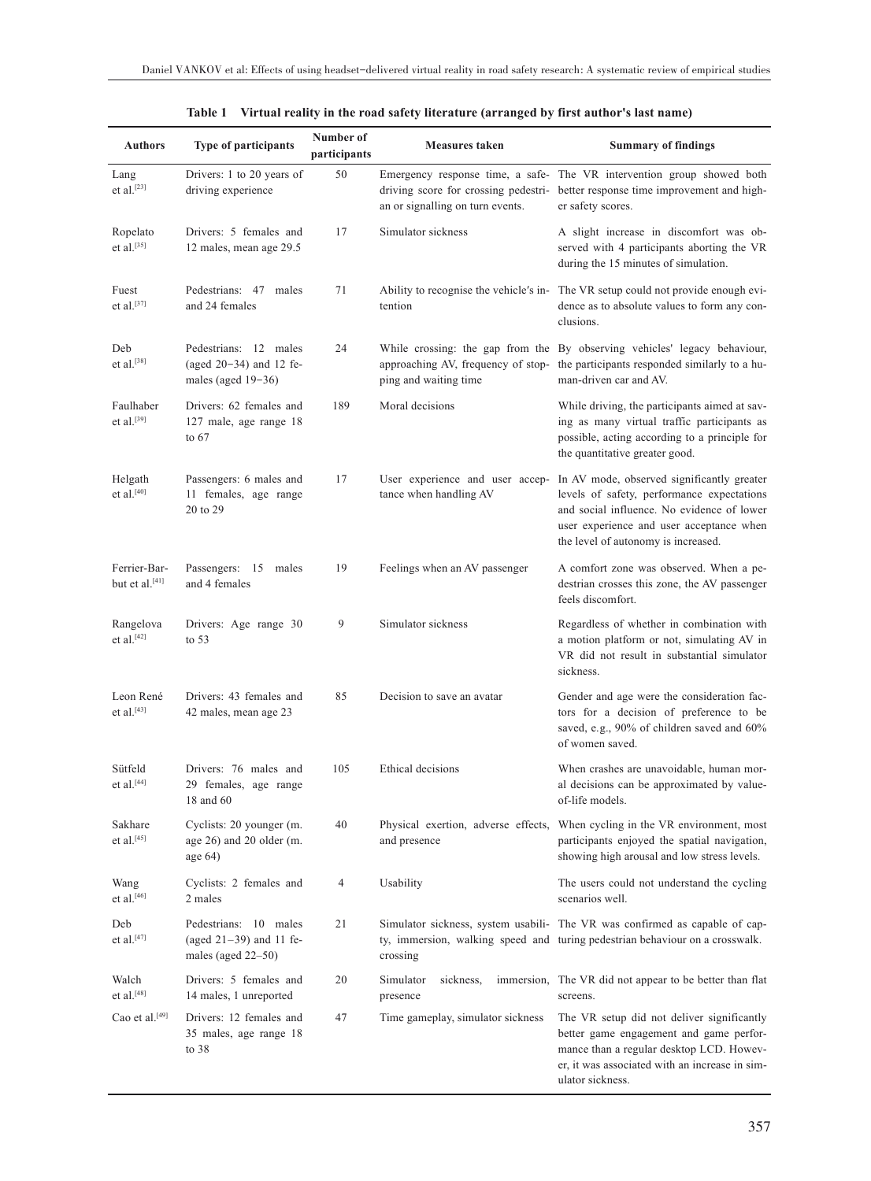**Table 1 Virtual reality in the road safety literature (arranged by first author's last name)**

| Authors | Type of participants | Number of participants | Measures taken | Summary of findings |
|---|---|---|---|---|
| Lang et al.[23] | Drivers: 1 to 20 years of driving experience | 50 | Emergency response time, a safe-driving score for crossing pedestrian or signalling on turn events. | The VR intervention group showed both better response time improvement and higher safety scores. |
| Ropelato et al.[35] | Drivers: 5 females and 12 males, mean age 29.5 | 17 | Simulator sickness | A slight increase in discomfort was observed with 4 participants aborting the VR during the 15 minutes of simulation. |
| Fuest et al.[37] | Pedestrians: 47 males and 24 females | 71 | Ability to recognise the vehicle's intention | The VR setup could not provide enough evidence as to absolute values to form any conclusions. |
| Deb et al.[38] | Pedestrians: 12 males (aged 20−34) and 12 females (aged 19−36) | 24 | While crossing: the gap from the approaching AV, frequency of stopping and waiting time | By observing vehicles' legacy behaviour, the participants responded similarly to a human-driven car and AV. |
| Faulhaber et al.[39] | Drivers: 62 females and 127 male, age range 18 to 67 | 189 | Moral decisions | While driving, the participants aimed at saving as many virtual traffic participants as possible, acting according to a principle for the quantitative greater good. |
| Helgath et al.[40] | Passengers: 6 males and 11 females, age range 20 to 29 | 17 | User experience and user acceptance when handling AV | In AV mode, observed significantly greater levels of safety, performance expectations and social influence. No evidence of lower user experience and user acceptance when the level of autonomy is increased. |
| Ferrier-Barbut et al.[41] | Passengers: 15 males and 4 females | 19 | Feelings when an AV passenger | A comfort zone was observed. When a pedestrian crosses this zone, the AV passenger feels discomfort. |
| Rangelova et al.[42] | Drivers: Age range 30 to 53 | 9 | Simulator sickness | Regardless of whether in combination with a motion platform or not, simulating AV in VR did not result in substantial simulator sickness. |
| Leon René et al.[43] | Drivers: 43 females and 42 males, mean age 23 | 85 | Decision to save an avatar | Gender and age were the consideration factors for a decision of preference to be saved, e.g., 90% of children saved and 60% of women saved. |
| Sütfeld et al.[44] | Drivers: 76 males and 29 females, age range 18 and 60 | 105 | Ethical decisions | When crashes are unavoidable, human moral decisions can be approximated by value-of-life models. |
| Sakhare et al.[45] | Cyclists: 20 younger (m. age 26) and 20 older (m. age 64) | 40 | Physical exertion, adverse effects, and presence | When cycling in the VR environment, most participants enjoyed the spatial navigation, showing high arousal and low stress levels. |
| Wang et al.[46] | Cyclists: 2 females and 2 males | 4 | Usability | The users could not understand the cycling scenarios well. |
| Deb et al.[47] | Pedestrians: 10 males (aged 21–39) and 11 females (aged 22–50) | 21 | Simulator sickness, system usability, immersion, walking speed and crossing | The VR was confirmed as capable of capturing pedestrian behaviour on a crosswalk. |
| Walch et al.[48] | Drivers: 5 females and 14 males, 1 unreported | 20 | Simulator sickness, immersion, presence | The VR did not appear to be better than flat screens. |
| Cao et al.[49] | Drivers: 12 females and 35 males, age range 18 to 38 | 47 | Time gameplay, simulator sickness | The VR setup did not deliver significantly better game engagement and game performance than a regular desktop LCD. However, it was associated with an increase in simulator sickness. |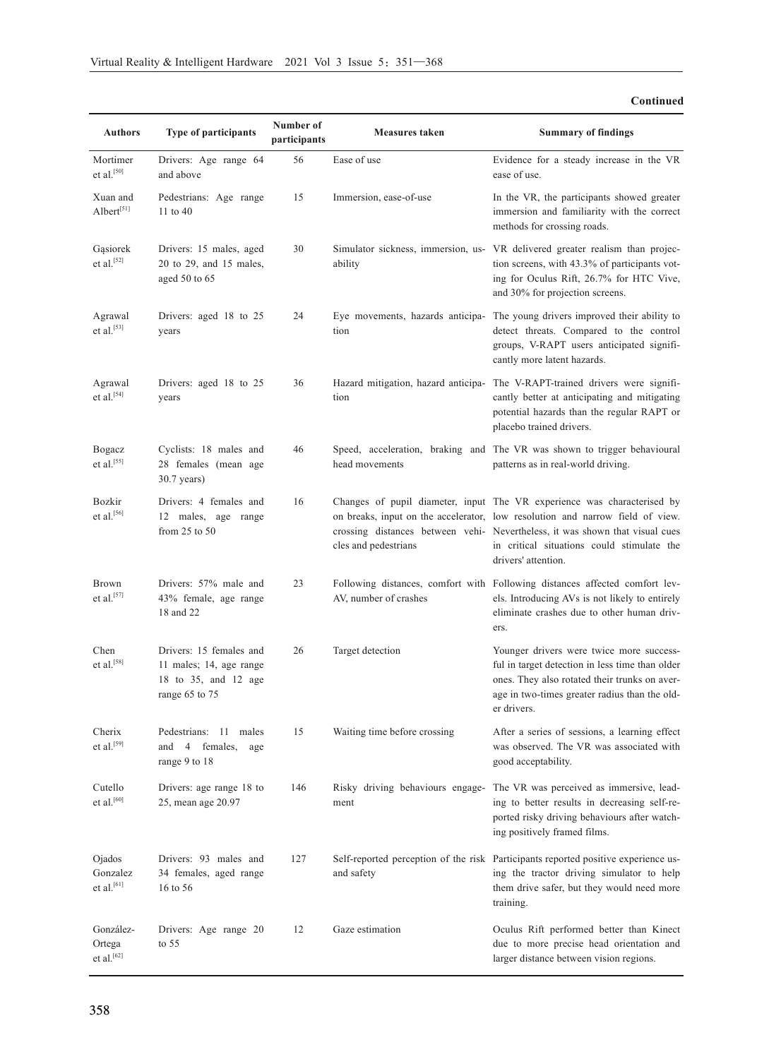**Continued**

| Authors | Type of participants | Number of participants | Measures taken | Summary of findings |
|---|---|---|---|---|
| Mortimer et al.[50] | Drivers: Age range 64 and above | 56 | Ease of use | Evidence for a steady increase in the VR ease of use. |
| Xuan and Albert[51] | Pedestrians: Age range 11 to 40 | 15 | Immersion, ease-of-use | In the VR, the participants showed greater immersion and familiarity with the correct methods for crossing roads. |
| Gąsiorek et al.[52] | Drivers: 15 males, aged 20 to 29, and 15 males, aged 50 to 65 | 30 | Simulator sickness, immersion, usability | VR delivered greater realism than projection screens, with 43.3% of participants voting for Oculus Rift, 26.7% for HTC Vive, and 30% for projection screens. |
| Agrawal et al.[53] | Drivers: aged 18 to 25 years | 24 | Eye movements, hazards anticipation | The young drivers improved their ability to detect threats. Compared to the control groups, V-RAPT users anticipated significantly more latent hazards. |
| Agrawal et al.[54] | Drivers: aged 18 to 25 years | 36 | Hazard mitigation, hazard anticipation | The V-RAPT-trained drivers were significantly better at anticipating and mitigating potential hazards than the regular RAPT or placebo trained drivers. |
| Bogacz et al.[55] | Cyclists: 18 males and 28 females (mean age 30.7 years) | 46 | Speed, acceleration, braking and head movements | The VR was shown to trigger behavioural patterns as in real-world driving. |
| Bozkir et al.[56] | Drivers: 4 females and 12 males, age range from 25 to 50 | 16 | Changes of pupil diameter, input on breaks, input on the accelerator, crossing distances between vehicles and pedestrians | The VR experience was characterised by low resolution and narrow field of view. Nevertheless, it was shown that visual cues in critical situations could stimulate the drivers' attention. |
| Brown et al.[57] | Drivers: 57% male and 43% female, age range 18 and 22 | 23 | Following distances, comfort with AV, number of crashes | Following distances affected comfort levels. Introducing AVs is not likely to entirely eliminate crashes due to other human drivers. |
| Chen et al.[58] | Drivers: 15 females and 11 males; 14, age range 18 to 35, and 12 age range 65 to 75 | 26 | Target detection | Younger drivers were twice more successful in target detection in less time than older ones. They also rotated their trunks on average in two-times greater radius than the older drivers. |
| Cherix et al.[59] | Pedestrians: 11 males and 4 females, age range 9 to 18 | 15 | Waiting time before crossing | After a series of sessions, a learning effect was observed. The VR was associated with good acceptability. |
| Cutello et al.[60] | Drivers: age range 18 to 25, mean age 20.97 | 146 | Risky driving behaviours engagement | The VR was perceived as immersive, leading to better results in decreasing self-reported risky driving behaviours after watching positively framed films. |
| Ojados Gonzalez et al.[61] | Drivers: 93 males and 34 females, aged range 16 to 56 | 127 | Self-reported perception of the risk and safety | Participants reported positive experience using the tractor driving simulator to help them drive safer, but they would need more training. |
| González-Ortega et al.[62] | Drivers: Age range 20 to 55 | 12 | Gaze estimation | Oculus Rift performed better than Kinect due to more precise head orientation and larger distance between vision regions. |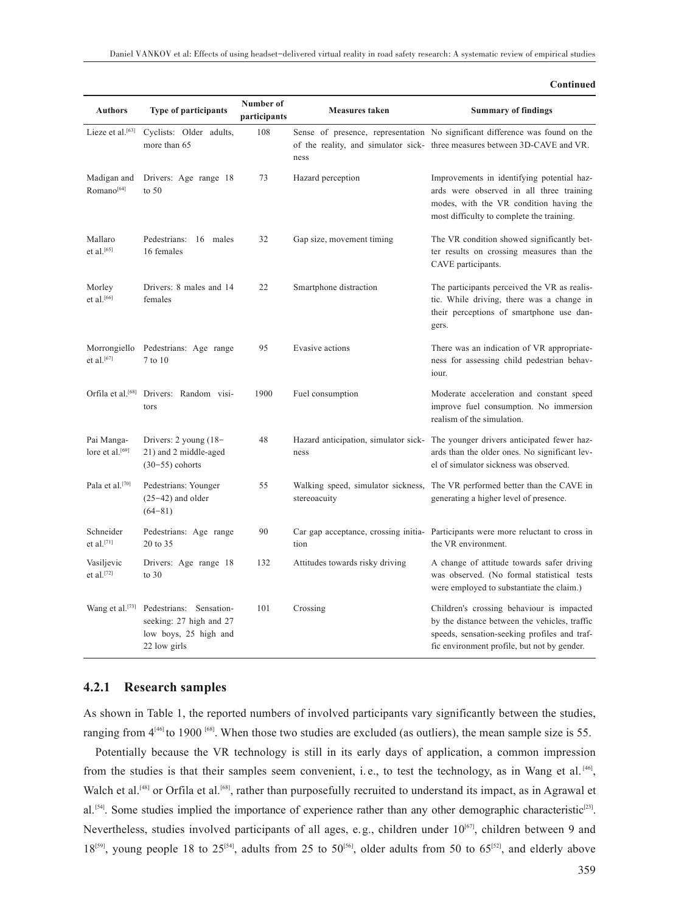**Continued**

| Authors | Type of participants | Number of participants | Measures taken | Summary of findings |
|---|---|---|---|---|
| Lieze et al.[63] | Cyclists: Older adults, more than 65 | 108 | Sense of presence, representation of the reality, and simulator sickness | No significant difference was found on the three measures between 3D-CAVE and VR. |
| Madigan and Romano[64] | Drivers: Age range 18 to 50 | 73 | Hazard perception | Improvements in identifying potential hazards were observed in all three training modes, with the VR condition having the most difficulty to complete the training. |
| Mallaro et al.[65] | Pedestrians: 16 males 16 females | 32 | Gap size, movement timing | The VR condition showed significantly better results on crossing measures than the CAVE participants. |
| Morley et al.[66] | Drivers: 8 males and 14 females | 22 | Smartphone distraction | The participants perceived the VR as realistic. While driving, there was a change in their perceptions of smartphone use dangers. |
| Morrongiello et al.[67] | Pedestrians: Age range 7 to 10 | 95 | Evasive actions | There was an indication of VR appropriateness for assessing child pedestrian behaviour. |
| Orfila et al.[68] | Drivers: Random visitors | 1900 | Fuel consumption | Moderate acceleration and constant speed improve fuel consumption. No immersion realism of the simulation. |
| Pai Mangalore et al.[69] | Drivers: 2 young (18−21) and 2 middle-aged (30−55) cohorts | 48 | Hazard anticipation, simulator sickness | The younger drivers anticipated fewer hazards than the older ones. No significant level of simulator sickness was observed. |
| Pala et al.[70] | Pedestrians: Younger (25−42) and older (64−81) | 55 | Walking speed, simulator sickness, stereoacuity | The VR performed better than the CAVE in generating a higher level of presence. |
| Schneider et al.[71] | Pedestrians: Age range 20 to 35 | 90 | Car gap acceptance, crossing initiation | Participants were more reluctant to cross in the VR environment. |
| Vasiljevic et al.[72] | Drivers: Age range 18 to 30 | 132 | Attitudes towards risky driving | A change of attitude towards safer driving was observed. (No formal statistical tests were employed to substantiate the claim.) |
| Wang et al.[73] | Pedestrians: Sensation-seeking: 27 high and 27 low boys, 25 high and 22 low girls | 101 | Crossing | Children's crossing behaviour is impacted by the distance between the vehicles, traffic speeds, sensation-seeking profiles and traffic environment profile, but not by gender. |

### 4.2.1 Research samples

As shown in Table 1, the reported numbers of involved participants vary significantly between the studies, ranging from 4[46] to 1900 [68]. When those two studies are excluded (as outliers), the mean sample size is 55.

Potentially because the VR technology is still in its early days of application, a common impression from the studies is that their samples seem convenient, i. e., to test the technology, as in Wang et al. [46], Walch et al.[48] or Orfila et al.[68], rather than purposefully recruited to understand its impact, as in Agrawal et al. [54]. Some studies implied the importance of experience rather than any other demographic characteristic[23]. Nevertheless, studies involved participants of all ages, e.g., children under 10[67], children between 9 and 18[59], young people 18 to 25[54], adults from 25 to 50[56], older adults from 50 to 65[52], and elderly above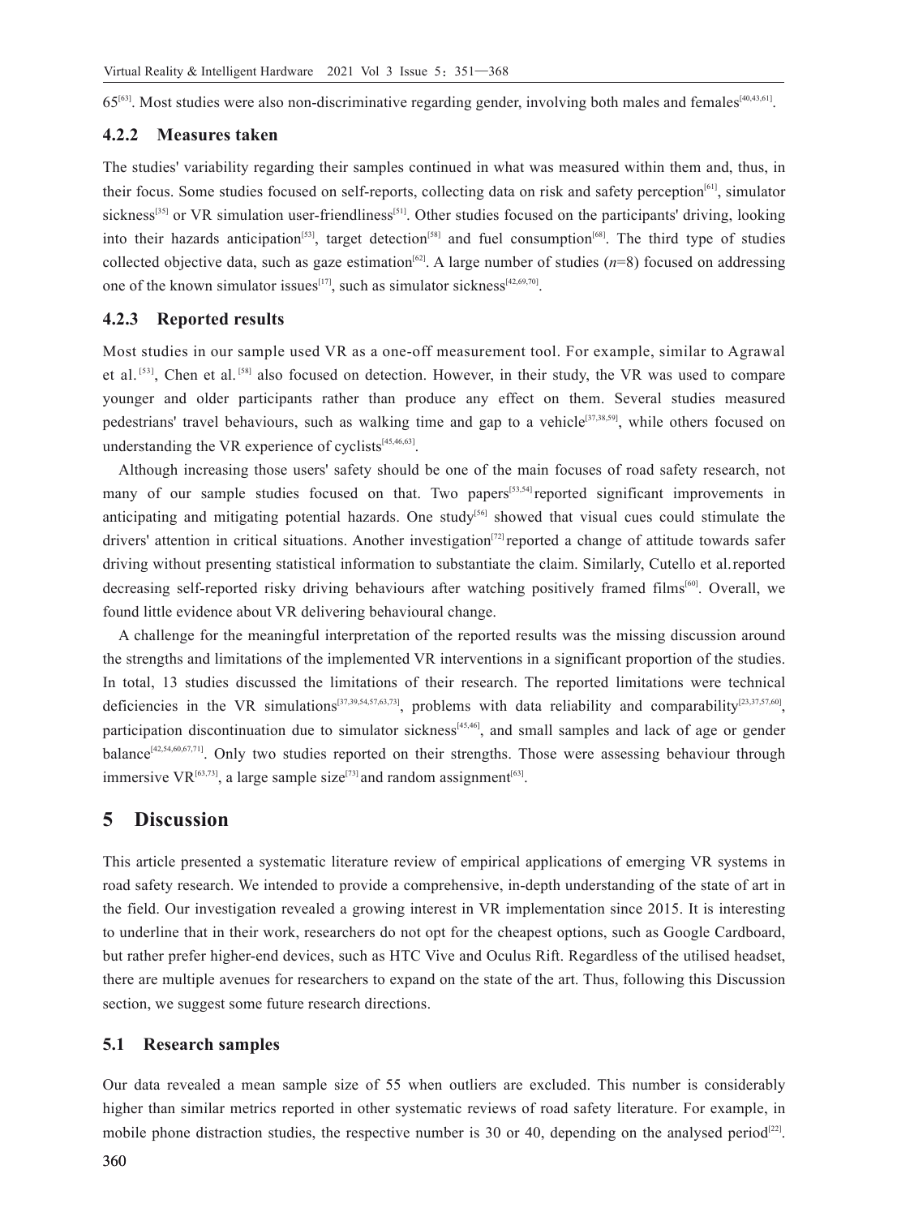65[63]. Most studies were also non-discriminative regarding gender, involving both males and females[40,43,61].

### 4.2.2 Measures taken

The studies' variability regarding their samples continued in what was measured within them and, thus, in their focus. Some studies focused on self-reports, collecting data on risk and safety perception[61], simulator sickness[35] or VR simulation user-friendliness[51]. Other studies focused on the participants' driving, looking into their hazards anticipation[53], target detection[58] and fuel consumption[68]. The third type of studies collected objective data, such as gaze estimation[62]. A large number of studies (*n*=8) focused on addressing one of the known simulator issues[17], such as simulator sickness[42,69,70].

### 4.2.3 Reported results

Most studies in our sample used VR as a one-off measurement tool. For example, similar to Agrawal et al.[53], Chen et al.[58] also focused on detection. However, in their study, the VR was used to compare younger and older participants rather than produce any effect on them. Several studies measured pedestrians' travel behaviours, such as walking time and gap to a vehicle[37,38,59], while others focused on understanding the VR experience of cyclists[45,46,63].

Although increasing those users' safety should be one of the main focuses of road safety research, not many of our sample studies focused on that. Two papers[53,54] reported significant improvements in anticipating and mitigating potential hazards. One study[56] showed that visual cues could stimulate the drivers' attention in critical situations. Another investigation[72] reported a change of attitude towards safer driving without presenting statistical information to substantiate the claim. Similarly, Cutello et al. reported decreasing self-reported risky driving behaviours after watching positively framed films[60]. Overall, we found little evidence about VR delivering behavioural change.

A challenge for the meaningful interpretation of the reported results was the missing discussion around the strengths and limitations of the implemented VR interventions in a significant proportion of the studies. In total, 13 studies discussed the limitations of their research. The reported limitations were technical deficiencies in the VR simulations[37,39,54,57,63,73], problems with data reliability and comparability[23,37,57,60], participation discontinuation due to simulator sickness[45,46], and small samples and lack of age or gender balance[42,54,60,67,71]. Only two studies reported on their strengths. Those were assessing behaviour through immersive VR[63,73], a large sample size[73] and random assignment[63].

## 5 Discussion

This article presented a systematic literature review of empirical applications of emerging VR systems in road safety research. We intended to provide a comprehensive, in-depth understanding of the state of art in the field. Our investigation revealed a growing interest in VR implementation since 2015. It is interesting to underline that in their work, researchers do not opt for the cheapest options, such as Google Cardboard, but rather prefer higher-end devices, such as HTC Vive and Oculus Rift. Regardless of the utilised headset, there are multiple avenues for researchers to expand on the state of the art. Thus, following this Discussion section, we suggest some future research directions.

### 5.1 Research samples

Our data revealed a mean sample size of 55 when outliers are excluded. This number is considerably higher than similar metrics reported in other systematic reviews of road safety literature. For example, in mobile phone distraction studies, the respective number is 30 or 40, depending on the analysed period[22].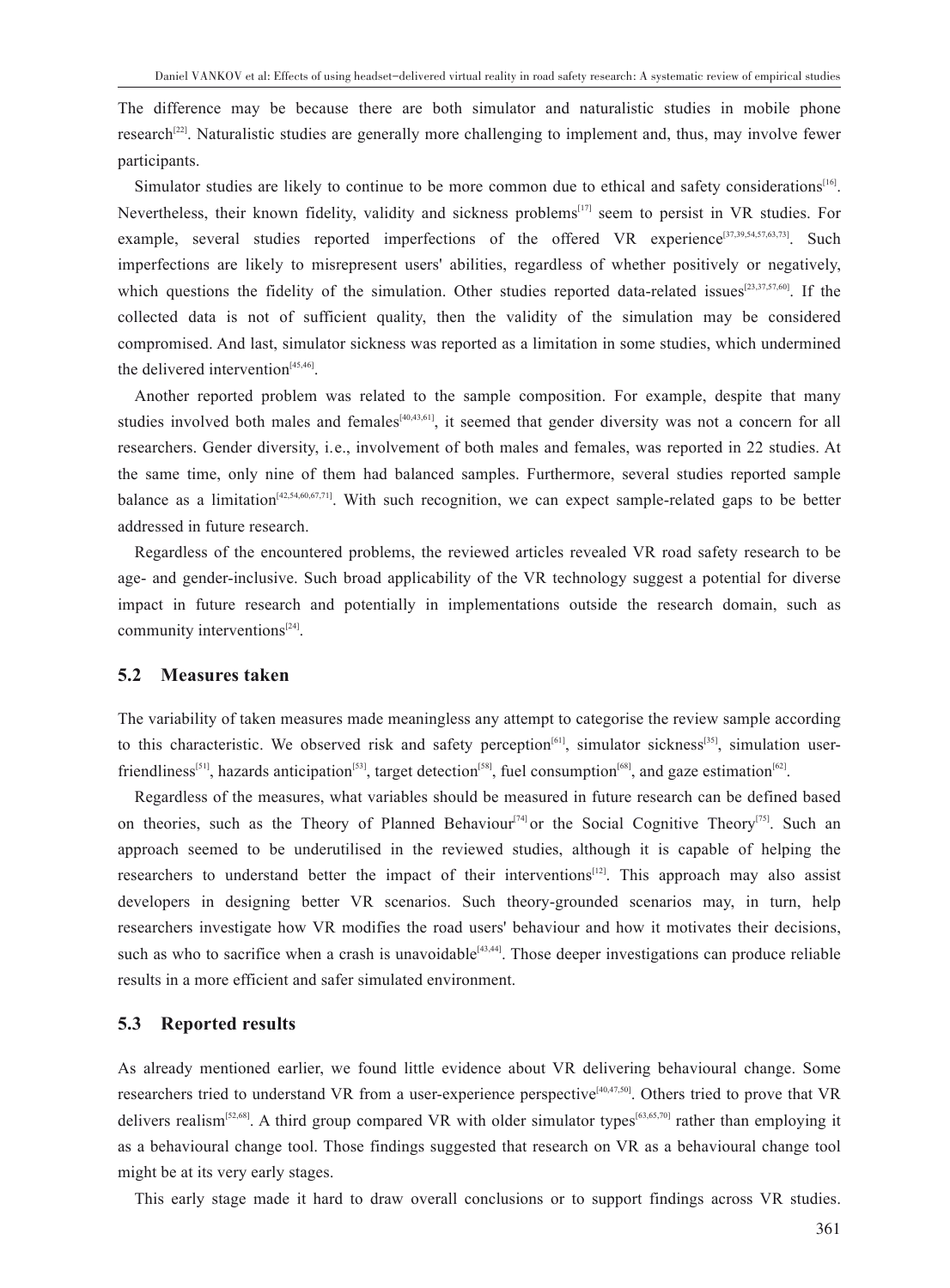The difference may be because there are both simulator and naturalistic studies in mobile phone research[22]. Naturalistic studies are generally more challenging to implement and, thus, may involve fewer participants.

Simulator studies are likely to continue to be more common due to ethical and safety considerations[16]. Nevertheless, their known fidelity, validity and sickness problems[17] seem to persist in VR studies. For example, several studies reported imperfections of the offered VR experience[37,39,54,57,63,73]. Such imperfections are likely to misrepresent users' abilities, regardless of whether positively or negatively, which questions the fidelity of the simulation. Other studies reported data-related issues[23,37,57,60]. If the collected data is not of sufficient quality, then the validity of the simulation may be considered compromised. And last, simulator sickness was reported as a limitation in some studies, which undermined the delivered intervention[45,46].

Another reported problem was related to the sample composition. For example, despite that many studies involved both males and females[40,43,61], it seemed that gender diversity was not a concern for all researchers. Gender diversity, i.e., involvement of both males and females, was reported in 22 studies. At the same time, only nine of them had balanced samples. Furthermore, several studies reported sample balance as a limitation[42,54,60,67,71]. With such recognition, we can expect sample-related gaps to be better addressed in future research.

Regardless of the encountered problems, the reviewed articles revealed VR road safety research to be age- and gender-inclusive. Such broad applicability of the VR technology suggest a potential for diverse impact in future research and potentially in implementations outside the research domain, such as community interventions[24].

### 5.2 Measures taken

The variability of taken measures made meaningless any attempt to categorise the review sample according to this characteristic. We observed risk and safety perception[61], simulator sickness[35], simulation user-friendliness[51], hazards anticipation[53], target detection[58], fuel consumption[68], and gaze estimation[62].

Regardless of the measures, what variables should be measured in future research can be defined based on theories, such as the Theory of Planned Behaviour[74] or the Social Cognitive Theory[75]. Such an approach seemed to be underutilised in the reviewed studies, although it is capable of helping the researchers to understand better the impact of their interventions[12]. This approach may also assist developers in designing better VR scenarios. Such theory-grounded scenarios may, in turn, help researchers investigate how VR modifies the road users' behaviour and how it motivates their decisions, such as who to sacrifice when a crash is unavoidable[43,44]. Those deeper investigations can produce reliable results in a more efficient and safer simulated environment.

### 5.3 Reported results

As already mentioned earlier, we found little evidence about VR delivering behavioural change. Some researchers tried to understand VR from a user-experience perspective[40,47,50]. Others tried to prove that VR delivers realism[52,68]. A third group compared VR with older simulator types[63,65,70] rather than employing it as a behavioural change tool. Those findings suggested that research on VR as a behavioural change tool might be at its very early stages.

This early stage made it hard to draw overall conclusions or to support findings across VR studies.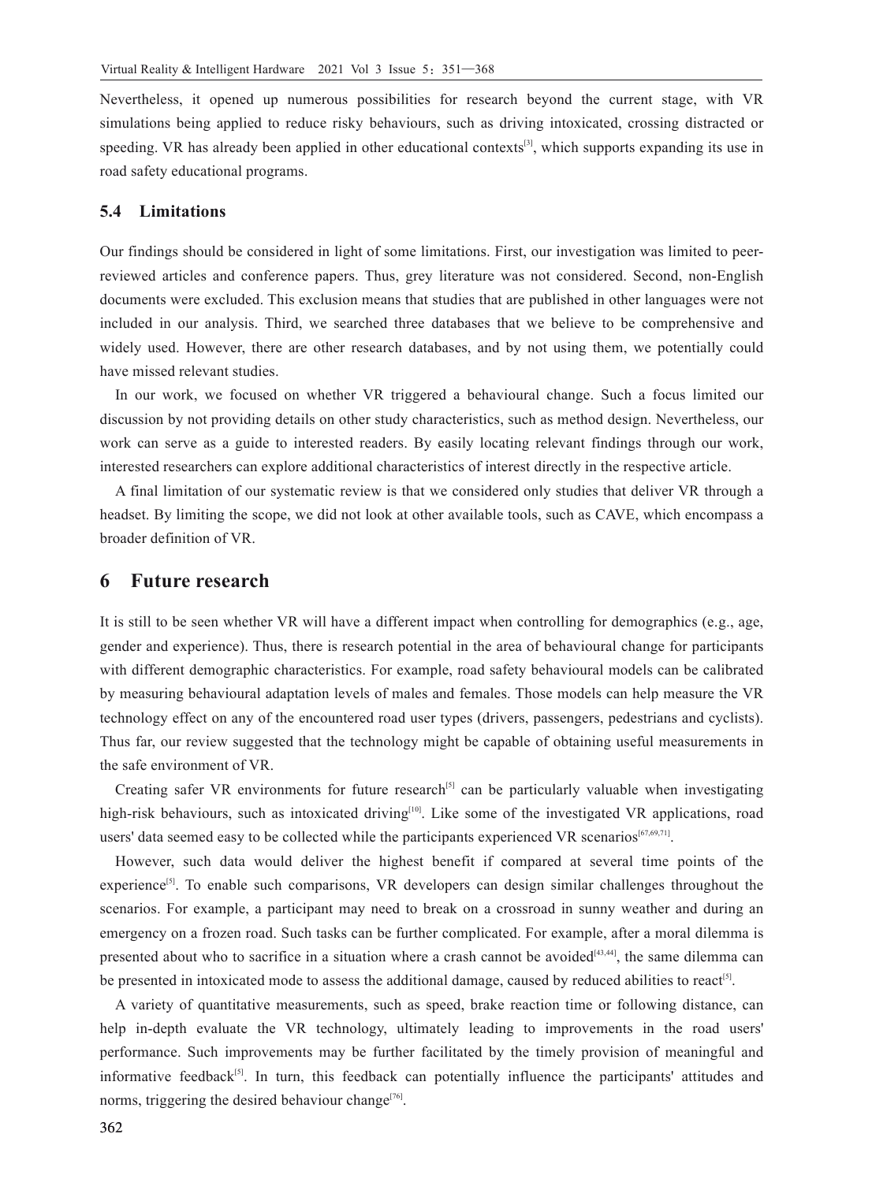Nevertheless, it opened up numerous possibilities for research beyond the current stage, with VR simulations being applied to reduce risky behaviours, such as driving intoxicated, crossing distracted or speeding. VR has already been applied in other educational contexts[3], which supports expanding its use in road safety educational programs.

### 5.4 Limitations

Our findings should be considered in light of some limitations. First, our investigation was limited to peer-reviewed articles and conference papers. Thus, grey literature was not considered. Second, non-English documents were excluded. This exclusion means that studies that are published in other languages were not included in our analysis. Third, we searched three databases that we believe to be comprehensive and widely used. However, there are other research databases, and by not using them, we potentially could have missed relevant studies.

In our work, we focused on whether VR triggered a behavioural change. Such a focus limited our discussion by not providing details on other study characteristics, such as method design. Nevertheless, our work can serve as a guide to interested readers. By easily locating relevant findings through our work, interested researchers can explore additional characteristics of interest directly in the respective article.

A final limitation of our systematic review is that we considered only studies that deliver VR through a headset. By limiting the scope, we did not look at other available tools, such as CAVE, which encompass a broader definition of VR.

## 6 Future research

It is still to be seen whether VR will have a different impact when controlling for demographics (e.g., age, gender and experience). Thus, there is research potential in the area of behavioural change for participants with different demographic characteristics. For example, road safety behavioural models can be calibrated by measuring behavioural adaptation levels of males and females. Those models can help measure the VR technology effect on any of the encountered road user types (drivers, passengers, pedestrians and cyclists). Thus far, our review suggested that the technology might be capable of obtaining useful measurements in the safe environment of VR.

Creating safer VR environments for future research[5] can be particularly valuable when investigating high-risk behaviours, such as intoxicated driving[10]. Like some of the investigated VR applications, road users' data seemed easy to be collected while the participants experienced VR scenarios[67,69,71].

However, such data would deliver the highest benefit if compared at several time points of the experience[5]. To enable such comparisons, VR developers can design similar challenges throughout the scenarios. For example, a participant may need to break on a crossroad in sunny weather and during an emergency on a frozen road. Such tasks can be further complicated. For example, after a moral dilemma is presented about who to sacrifice in a situation where a crash cannot be avoided[43,44], the same dilemma can be presented in intoxicated mode to assess the additional damage, caused by reduced abilities to react[5].

A variety of quantitative measurements, such as speed, brake reaction time or following distance, can help in-depth evaluate the VR technology, ultimately leading to improvements in the road users' performance. Such improvements may be further facilitated by the timely provision of meaningful and informative feedback[5]. In turn, this feedback can potentially influence the participants' attitudes and norms, triggering the desired behaviour change[76].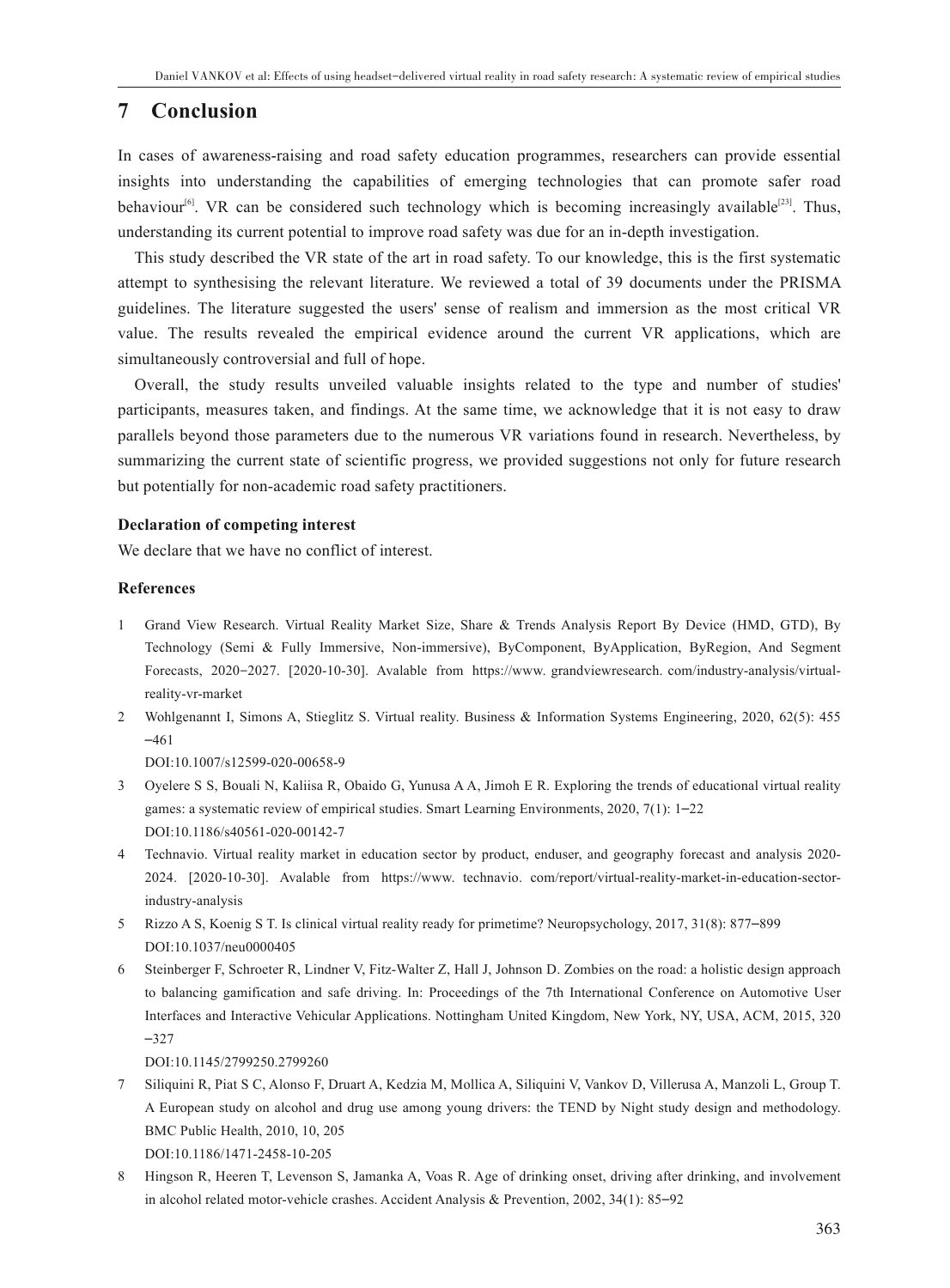## 7 Conclusion

In cases of awareness-raising and road safety education programmes, researchers can provide essential insights into understanding the capabilities of emerging technologies that can promote safer road behaviour[6]. VR can be considered such technology which is becoming increasingly available[23]. Thus, understanding its current potential to improve road safety was due for an in-depth investigation.

This study described the VR state of the art in road safety. To our knowledge, this is the first systematic attempt to synthesising the relevant literature. We reviewed a total of 39 documents under the PRISMA guidelines. The literature suggested the users' sense of realism and immersion as the most critical VR value. The results revealed the empirical evidence around the current VR applications, which are simultaneously controversial and full of hope.

Overall, the study results unveiled valuable insights related to the type and number of studies' participants, measures taken, and findings. At the same time, we acknowledge that it is not easy to draw parallels beyond those parameters due to the numerous VR variations found in research. Nevertheless, by summarizing the current state of scientific progress, we provided suggestions not only for future research but potentially for non-academic road safety practitioners.

**Declaration of competing interest**

We declare that we have no conflict of interest.

**References**

1. Grand View Research. Virtual Reality Market Size, Share & Trends Analysis Report By Device (HMD, GTD), By Technology (Semi & Fully Immersive, Non-immersive), ByComponent, ByApplication, ByRegion, And Segment Forecasts, 2020–2027. [2020-10-30]. Avalable from https://www. grandviewresearch. com/industry-analysis/virtual-reality-vr-market
2. Wohlgenannt I, Simons A, Stieglitz S. Virtual reality. Business & Information Systems Engineering, 2020, 62(5): 455–461
   DOI:10.1007/s12599-020-00658-9
3. Oyelere S S, Bouali N, Kaliisa R, Obaido G, Yunusa A A, Jimoh E R. Exploring the trends of educational virtual reality games: a systematic review of empirical studies. Smart Learning Environments, 2020, 7(1): 1–22
   DOI:10.1186/s40561-020-00142-7
4. Technavio. Virtual reality market in education sector by product, enduser, and geography forecast and analysis 2020-2024. [2020-10-30]. Avalable from https://www. technavio. com/report/virtual-reality-market-in-education-sector-industry-analysis
5. Rizzo A S, Koenig S T. Is clinical virtual reality ready for primetime? Neuropsychology, 2017, 31(8): 877–899
   DOI:10.1037/neu0000405
6. Steinberger F, Schroeter R, Lindner V, Fitz-Walter Z, Hall J, Johnson D. Zombies on the road: a holistic design approach to balancing gamification and safe driving. In: Proceedings of the 7th International Conference on Automotive User Interfaces and Interactive Vehicular Applications. Nottingham United Kingdom, New York, NY, USA, ACM, 2015, 320–327
   DOI:10.1145/2799250.2799260
7. Siliquini R, Piat S C, Alonso F, Druart A, Kedzia M, Mollica A, Siliquini V, Vankov D, Villerusa A, Manzoli L, Group T. A European study on alcohol and drug use among young drivers: the TEND by Night study design and methodology. BMC Public Health, 2010, 10, 205
   DOI:10.1186/1471-2458-10-205
8. Hingson R, Heeren T, Levenson S, Jamanka A, Voas R. Age of drinking onset, driving after drinking, and involvement in alcohol related motor-vehicle crashes. Accident Analysis & Prevention, 2002, 34(1): 85–92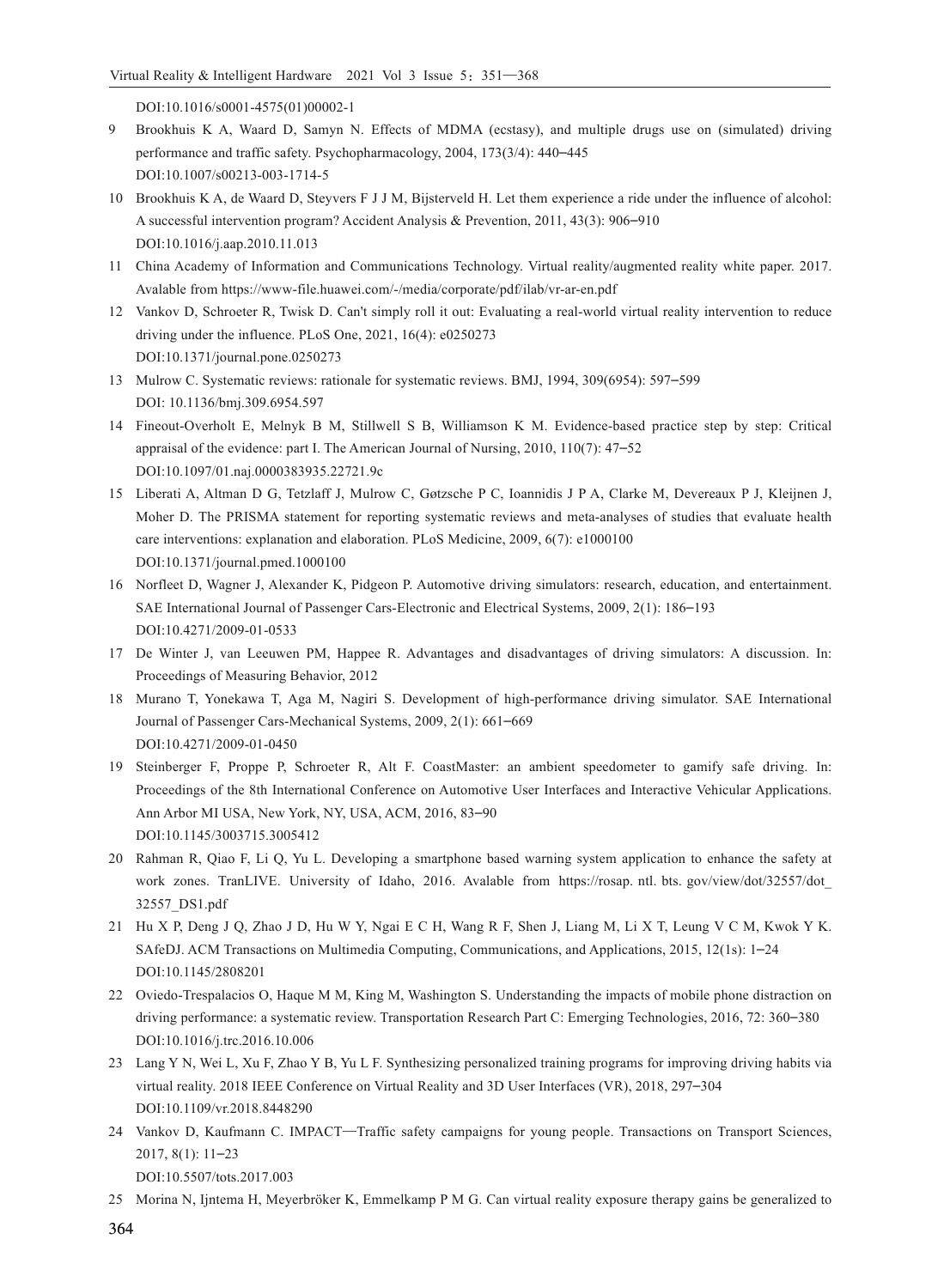DOI:10.1016/s0001-4575(01)00002-1

9 Brookhuis K A, Waard D, Samyn N. Effects of MDMA (ecstasy), and multiple drugs use on (simulated) driving performance and traffic safety. Psychopharmacology, 2004, 173(3/4): 440–445
DOI:10.1007/s00213-003-1714-5

10 Brookhuis K A, de Waard D, Steyvers F J J M, Bijsterveld H. Let them experience a ride under the influence of alcohol: A successful intervention program? Accident Analysis & Prevention, 2011, 43(3): 906–910
DOI:10.1016/j.aap.2010.11.013

11 China Academy of Information and Communications Technology. Virtual reality/augmented reality white paper. 2017. Avalable from https://www-file.huawei.com/-/media/corporate/pdf/ilab/vr-ar-en.pdf

12 Vankov D, Schroeter R, Twisk D. Can't simply roll it out: Evaluating a real-world virtual reality intervention to reduce driving under the influence. PLoS One, 2021, 16(4): e0250273
DOI:10.1371/journal.pone.0250273

13 Mulrow C. Systematic reviews: rationale for systematic reviews. BMJ, 1994, 309(6954): 597–599
DOI: 10.1136/bmj.309.6954.597

14 Fineout-Overholt E, Melnyk B M, Stillwell S B, Williamson K M. Evidence-based practice step by step: Critical appraisal of the evidence: part I. The American Journal of Nursing, 2010, 110(7): 47–52
DOI:10.1097/01.naj.0000383935.22721.9c

15 Liberati A, Altman D G, Tetzlaff J, Mulrow C, Gøtzsche P C, Ioannidis J P A, Clarke M, Devereaux P J, Kleijnen J, Moher D. The PRISMA statement for reporting systematic reviews and meta-analyses of studies that evaluate health care interventions: explanation and elaboration. PLoS Medicine, 2009, 6(7): e1000100
DOI:10.1371/journal.pmed.1000100

16 Norfleet D, Wagner J, Alexander K, Pidgeon P. Automotive driving simulators: research, education, and entertainment. SAE International Journal of Passenger Cars-Electronic and Electrical Systems, 2009, 2(1): 186–193
DOI:10.4271/2009-01-0533

17 De Winter J, van Leeuwen PM, Happee R. Advantages and disadvantages of driving simulators: A discussion. In: Proceedings of Measuring Behavior, 2012

18 Murano T, Yonekawa T, Aga M, Nagiri S. Development of high-performance driving simulator. SAE International Journal of Passenger Cars-Mechanical Systems, 2009, 2(1): 661–669
DOI:10.4271/2009-01-0450

19 Steinberger F, Proppe P, Schroeter R, Alt F. CoastMaster: an ambient speedometer to gamify safe driving. In: Proceedings of the 8th International Conference on Automotive User Interfaces and Interactive Vehicular Applications. Ann Arbor MI USA, New York, NY, USA, ACM, 2016, 83–90
DOI:10.1145/3003715.3005412

20 Rahman R, Qiao F, Li Q, Yu L. Developing a smartphone based warning system application to enhance the safety at work zones. TranLIVE. University of Idaho, 2016. Avalable from https://rosap. ntl. bts. gov/view/dot/32557/dot_32557_DS1.pdf

21 Hu X P, Deng J Q, Zhao J D, Hu W Y, Ngai E C H, Wang R F, Shen J, Liang M, Li X T, Leung V C M, Kwok Y K. SAfeDJ. ACM Transactions on Multimedia Computing, Communications, and Applications, 2015, 12(1s): 1–24
DOI:10.1145/2808201

22 Oviedo-Trespalacios O, Haque M M, King M, Washington S. Understanding the impacts of mobile phone distraction on driving performance: a systematic review. Transportation Research Part C: Emerging Technologies, 2016, 72: 360–380
DOI:10.1016/j.trc.2016.10.006

23 Lang Y N, Wei L, Xu F, Zhao Y B, Yu L F. Synthesizing personalized training programs for improving driving habits via virtual reality. 2018 IEEE Conference on Virtual Reality and 3D User Interfaces (VR), 2018, 297–304
DOI:10.1109/vr.2018.8448290

24 Vankov D, Kaufmann C. IMPACT—Traffic safety campaigns for young people. Transactions on Transport Sciences, 2017, 8(1): 11–23
DOI:10.5507/tots.2017.003

25 Morina N, Ijntema H, Meyerbröker K, Emmelkamp P M G. Can virtual reality exposure therapy gains be generalized to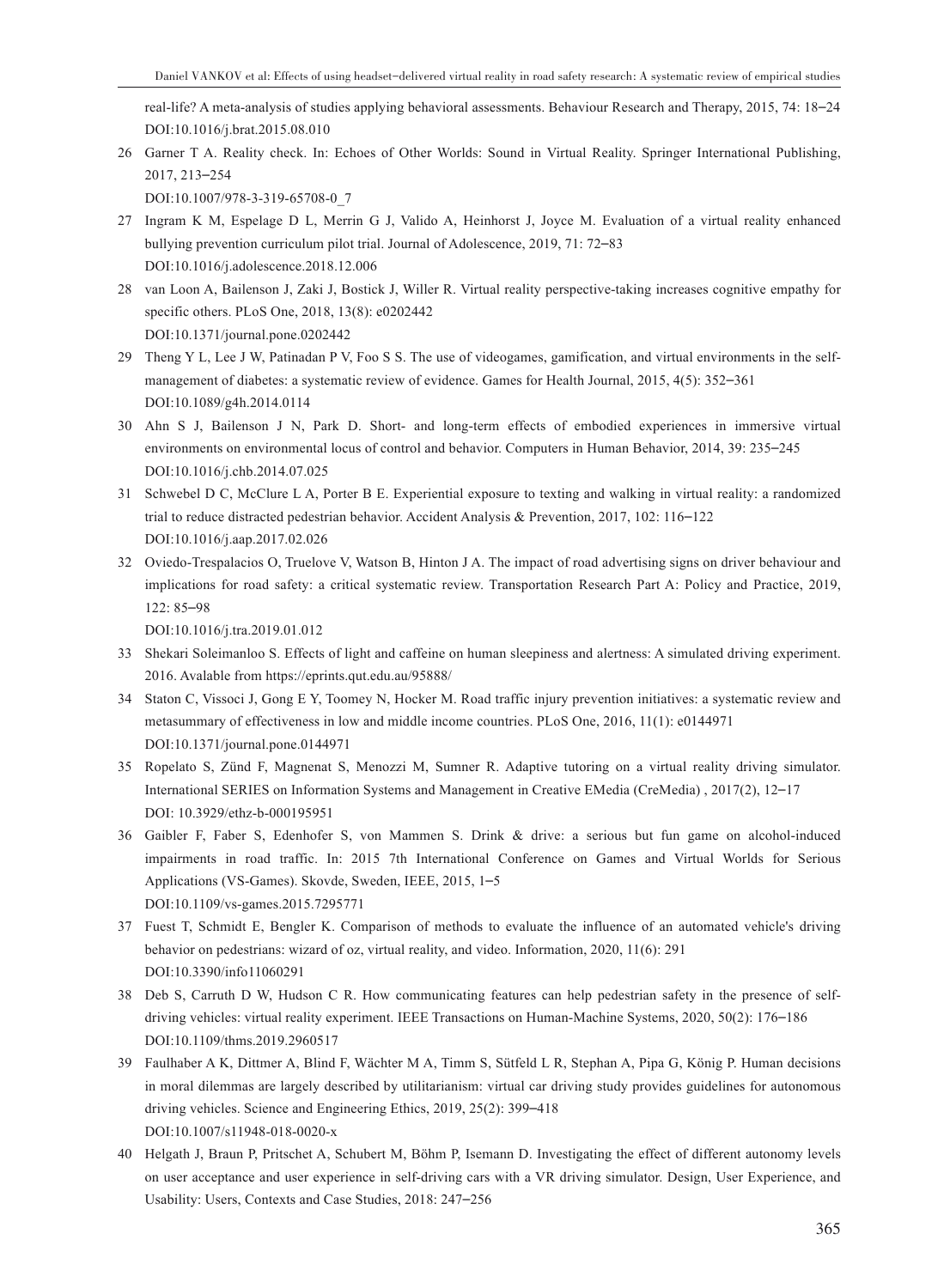real-life? A meta-analysis of studies applying behavioral assessments. Behaviour Research and Therapy, 2015, 74: 18‒24
DOI:10.1016/j.brat.2015.08.010

26 Garner T A. Reality check. In: Echoes of Other Worlds: Sound in Virtual Reality. Springer International Publishing, 2017, 213‒254
DOI:10.1007/978-3-319-65708-0_7

27 Ingram K M, Espelage D L, Merrin G J, Valido A, Heinhorst J, Joyce M. Evaluation of a virtual reality enhanced bullying prevention curriculum pilot trial. Journal of Adolescence, 2019, 71: 72‒83
DOI:10.1016/j.adolescence.2018.12.006

28 van Loon A, Bailenson J, Zaki J, Bostick J, Willer R. Virtual reality perspective-taking increases cognitive empathy for specific others. PLoS One, 2018, 13(8): e0202442
DOI:10.1371/journal.pone.0202442

29 Theng Y L, Lee J W, Patinadan P V, Foo S S. The use of videogames, gamification, and virtual environments in the self-management of diabetes: a systematic review of evidence. Games for Health Journal, 2015, 4(5): 352‒361
DOI:10.1089/g4h.2014.0114

30 Ahn S J, Bailenson J N, Park D. Short- and long-term effects of embodied experiences in immersive virtual environments on environmental locus of control and behavior. Computers in Human Behavior, 2014, 39: 235‒245
DOI:10.1016/j.chb.2014.07.025

31 Schwebel D C, McClure L A, Porter B E. Experiential exposure to texting and walking in virtual reality: a randomized trial to reduce distracted pedestrian behavior. Accident Analysis & Prevention, 2017, 102: 116‒122
DOI:10.1016/j.aap.2017.02.026

32 Oviedo-Trespalacios O, Truelove V, Watson B, Hinton J A. The impact of road advertising signs on driver behaviour and implications for road safety: a critical systematic review. Transportation Research Part A: Policy and Practice, 2019, 122: 85‒98
DOI:10.1016/j.tra.2019.01.012

33 Shekari Soleimanloo S. Effects of light and caffeine on human sleepiness and alertness: A simulated driving experiment. 2016. Avalable from https://eprints.qut.edu.au/95888/

34 Staton C, Vissoci J, Gong E Y, Toomey N, Hocker M. Road traffic injury prevention initiatives: a systematic review and metasummary of effectiveness in low and middle income countries. PLoS One, 2016, 11(1): e0144971
DOI:10.1371/journal.pone.0144971

35 Ropelato S, Zünd F, Magnenat S, Menozzi M, Sumner R. Adaptive tutoring on a virtual reality driving simulator. International SERIES on Information Systems and Management in Creative EMedia (CreMedia) , 2017(2), 12‒17
DOI: 10.3929/ethz-b-000195951

36 Gaibler F, Faber S, Edenhofer S, von Mammen S. Drink & drive: a serious but fun game on alcohol-induced impairments in road traffic. In: 2015 7th International Conference on Games and Virtual Worlds for Serious Applications (VS-Games). Skovde, Sweden, IEEE, 2015, 1‒5
DOI:10.1109/vs-games.2015.7295771

37 Fuest T, Schmidt E, Bengler K. Comparison of methods to evaluate the influence of an automated vehicle's driving behavior on pedestrians: wizard of oz, virtual reality, and video. Information, 2020, 11(6): 291
DOI:10.3390/info11060291

38 Deb S, Carruth D W, Hudson C R. How communicating features can help pedestrian safety in the presence of self-driving vehicles: virtual reality experiment. IEEE Transactions on Human-Machine Systems, 2020, 50(2): 176‒186
DOI:10.1109/thms.2019.2960517

39 Faulhaber A K, Dittmer A, Blind F, Wächter M A, Timm S, Sütfeld L R, Stephan A, Pipa G, König P. Human decisions in moral dilemmas are largely described by utilitarianism: virtual car driving study provides guidelines for autonomous driving vehicles. Science and Engineering Ethics, 2019, 25(2): 399‒418
DOI:10.1007/s11948-018-0020-x

40 Helgath J, Braun P, Pritschet A, Schubert M, Böhm P, Isemann D. Investigating the effect of different autonomy levels on user acceptance and user experience in self-driving cars with a VR driving simulator. Design, User Experience, and Usability: Users, Contexts and Case Studies, 2018: 247‒256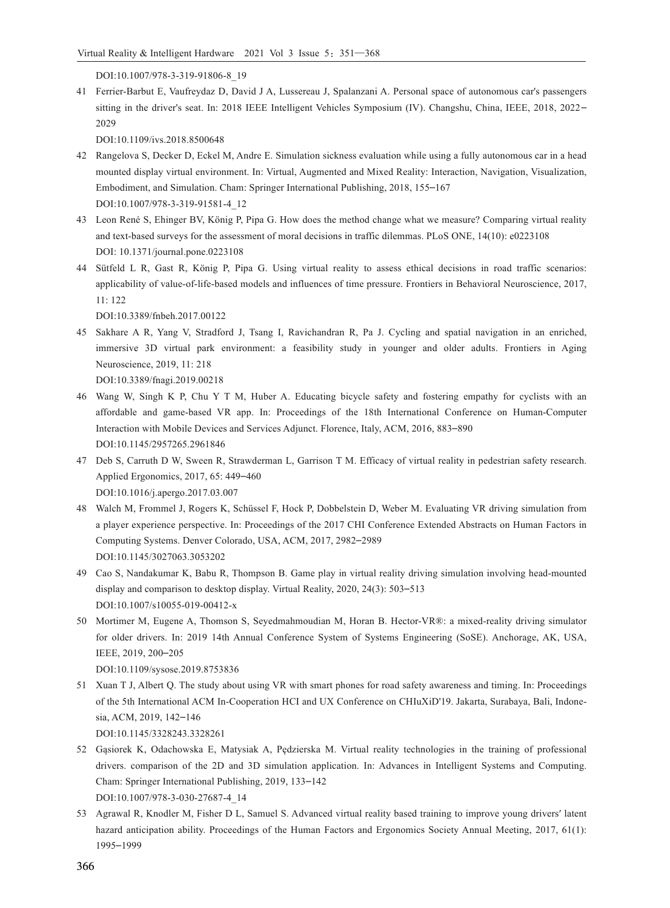DOI:10.1007/978-3-319-91806-8_19

41 Ferrier-Barbut E, Vaufreydaz D, David J A, Lussereau J, Spalanzani A. Personal space of autonomous car's passengers sitting in the driver's seat. In: 2018 IEEE Intelligent Vehicles Symposium (IV). Changshu, China, IEEE, 2018, 2022–2029

DOI:10.1109/ivs.2018.8500648

42 Rangelova S, Decker D, Eckel M, Andre E. Simulation sickness evaluation while using a fully autonomous car in a head mounted display virtual environment. In: Virtual, Augmented and Mixed Reality: Interaction, Navigation, Visualization, Embodiment, and Simulation. Cham: Springer International Publishing, 2018, 155–167

DOI:10.1007/978-3-319-91581-4_12

43 Leon René S, Ehinger BV, König P, Pipa G. How does the method change what we measure? Comparing virtual reality and text-based surveys for the assessment of moral decisions in traffic dilemmas. PLoS ONE, 14(10): e0223108

DOI: 10.1371/journal.pone.0223108

44 Sütfeld L R, Gast R, König P, Pipa G. Using virtual reality to assess ethical decisions in road traffic scenarios: applicability of value-of-life-based models and influences of time pressure. Frontiers in Behavioral Neuroscience, 2017, 11: 122

DOI:10.3389/fnbeh.2017.00122

45 Sakhare A R, Yang V, Stradford J, Tsang I, Ravichandran R, Pa J. Cycling and spatial navigation in an enriched, immersive 3D virtual park environment: a feasibility study in younger and older adults. Frontiers in Aging Neuroscience, 2019, 11: 218

DOI:10.3389/fnagi.2019.00218

46 Wang W, Singh K P, Chu Y T M, Huber A. Educating bicycle safety and fostering empathy for cyclists with an affordable and game-based VR app. In: Proceedings of the 18th International Conference on Human-Computer Interaction with Mobile Devices and Services Adjunct. Florence, Italy, ACM, 2016, 883–890

DOI:10.1145/2957265.2961846

47 Deb S, Carruth D W, Sween R, Strawderman L, Garrison T M. Efficacy of virtual reality in pedestrian safety research. Applied Ergonomics, 2017, 65: 449–460

DOI:10.1016/j.apergo.2017.03.007

48 Walch M, Frommel J, Rogers K, Schüssel F, Hock P, Dobbelstein D, Weber M. Evaluating VR driving simulation from a player experience perspective. In: Proceedings of the 2017 CHI Conference Extended Abstracts on Human Factors in Computing Systems. Denver Colorado, USA, ACM, 2017, 2982–2989

DOI:10.1145/3027063.3053202

49 Cao S, Nandakumar K, Babu R, Thompson B. Game play in virtual reality driving simulation involving head-mounted display and comparison to desktop display. Virtual Reality, 2020, 24(3): 503–513

DOI:10.1007/s10055-019-00412-x

50 Mortimer M, Eugene A, Thomson S, Seyedmahmoudian M, Horan B. Hector-VR®: a mixed-reality driving simulator for older drivers. In: 2019 14th Annual Conference System of Systems Engineering (SoSE). Anchorage, AK, USA, IEEE, 2019, 200–205

DOI:10.1109/sysose.2019.8753836

51 Xuan T J, Albert Q. The study about using VR with smart phones for road safety awareness and timing. In: Proceedings of the 5th International ACM In-Cooperation HCI and UX Conference on CHIuXiD'19. Jakarta, Surabaya, Bali, Indonesia, ACM, 2019, 142–146

DOI:10.1145/3328243.3328261

52 Gąsiorek K, Odachowska E, Matysiak A, Pędzierska M. Virtual reality technologies in the training of professional drivers. comparison of the 2D and 3D simulation application. In: Advances in Intelligent Systems and Computing. Cham: Springer International Publishing, 2019, 133–142

DOI:10.1007/978-3-030-27687-4_14

53 Agrawal R, Knodler M, Fisher D L, Samuel S. Advanced virtual reality based training to improve young drivers′ latent hazard anticipation ability. Proceedings of the Human Factors and Ergonomics Society Annual Meeting, 2017, 61(1): 1995–1999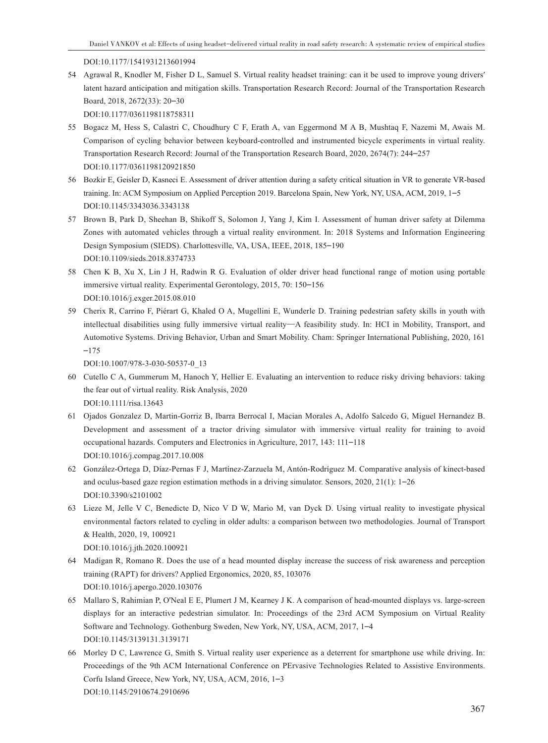DOI:10.1177/1541931213601994

54 Agrawal R, Knodler M, Fisher D L, Samuel S. Virtual reality headset training: can it be used to improve young drivers′ latent hazard anticipation and mitigation skills. Transportation Research Record: Journal of the Transportation Research Board, 2018, 2672(33): 20‒30
DOI:10.1177/0361198118758311

55 Bogacz M, Hess S, Calastri C, Choudhury C F, Erath A, van Eggermond M A B, Mushtaq F, Nazemi M, Awais M. Comparison of cycling behavior between keyboard-controlled and instrumented bicycle experiments in virtual reality. Transportation Research Record: Journal of the Transportation Research Board, 2020, 2674(7): 244‒257
DOI:10.1177/0361198120921850

56 Bozkir E, Geisler D, Kasneci E. Assessment of driver attention during a safety critical situation in VR to generate VR-based training. In: ACM Symposium on Applied Perception 2019. Barcelona Spain, New York, NY, USA, ACM, 2019, 1‒5
DOI:10.1145/3343036.3343138

57 Brown B, Park D, Sheehan B, Shikoff S, Solomon J, Yang J, Kim I. Assessment of human driver safety at Dilemma Zones with automated vehicles through a virtual reality environment. In: 2018 Systems and Information Engineering Design Symposium (SIEDS). Charlottesville, VA, USA, IEEE, 2018, 185‒190
DOI:10.1109/sieds.2018.8374733

58 Chen K B, Xu X, Lin J H, Radwin R G. Evaluation of older driver head functional range of motion using portable immersive virtual reality. Experimental Gerontology, 2015, 70: 150‒156
DOI:10.1016/j.exger.2015.08.010

59 Cherix R, Carrino F, Piérart G, Khaled O A, Mugellini E, Wunderle D. Training pedestrian safety skills in youth with intellectual disabilities using fully immersive virtual reality—A feasibility study. In: HCI in Mobility, Transport, and Automotive Systems. Driving Behavior, Urban and Smart Mobility. Cham: Springer International Publishing, 2020, 161‒175
DOI:10.1007/978-3-030-50537-0_13

60 Cutello C A, Gummerum M, Hanoch Y, Hellier E. Evaluating an intervention to reduce risky driving behaviors: taking the fear out of virtual reality. Risk Analysis, 2020
DOI:10.1111/risa.13643

61 Ojados Gonzalez D, Martin-Gorriz B, Ibarra Berrocal I, Macian Morales A, Adolfo Salcedo G, Miguel Hernandez B. Development and assessment of a tractor driving simulator with immersive virtual reality for training to avoid occupational hazards. Computers and Electronics in Agriculture, 2017, 143: 111‒118
DOI:10.1016/j.compag.2017.10.008

62 González-Ortega D, Díaz-Pernas F J, Martínez-Zarzuela M, Antón-Rodríguez M. Comparative analysis of kinect-based and oculus-based gaze region estimation methods in a driving simulator. Sensors, 2020, 21(1): 1‒26
DOI:10.3390/s2101002

63 Lieze M, Jelle V C, Benedicte D, Nico V D W, Mario M, van Dyck D. Using virtual reality to investigate physical environmental factors related to cycling in older adults: a comparison between two methodologies. Journal of Transport & Health, 2020, 19, 100921
DOI:10.1016/j.jth.2020.100921

64 Madigan R, Romano R. Does the use of a head mounted display increase the success of risk awareness and perception training (RAPT) for drivers? Applied Ergonomics, 2020, 85, 103076
DOI:10.1016/j.apergo.2020.103076

65 Mallaro S, Rahimian P, O'Neal E E, Plumert J M, Kearney J K. A comparison of head-mounted displays vs. large-screen displays for an interactive pedestrian simulator. In: Proceedings of the 23rd ACM Symposium on Virtual Reality Software and Technology. Gothenburg Sweden, New York, NY, USA, ACM, 2017, 1‒4
DOI:10.1145/3139131.3139171

66 Morley D C, Lawrence G, Smith S. Virtual reality user experience as a deterrent for smartphone use while driving. In: Proceedings of the 9th ACM International Conference on PErvasive Technologies Related to Assistive Environments. Corfu Island Greece, New York, NY, USA, ACM, 2016, 1‒3
DOI:10.1145/2910674.2910696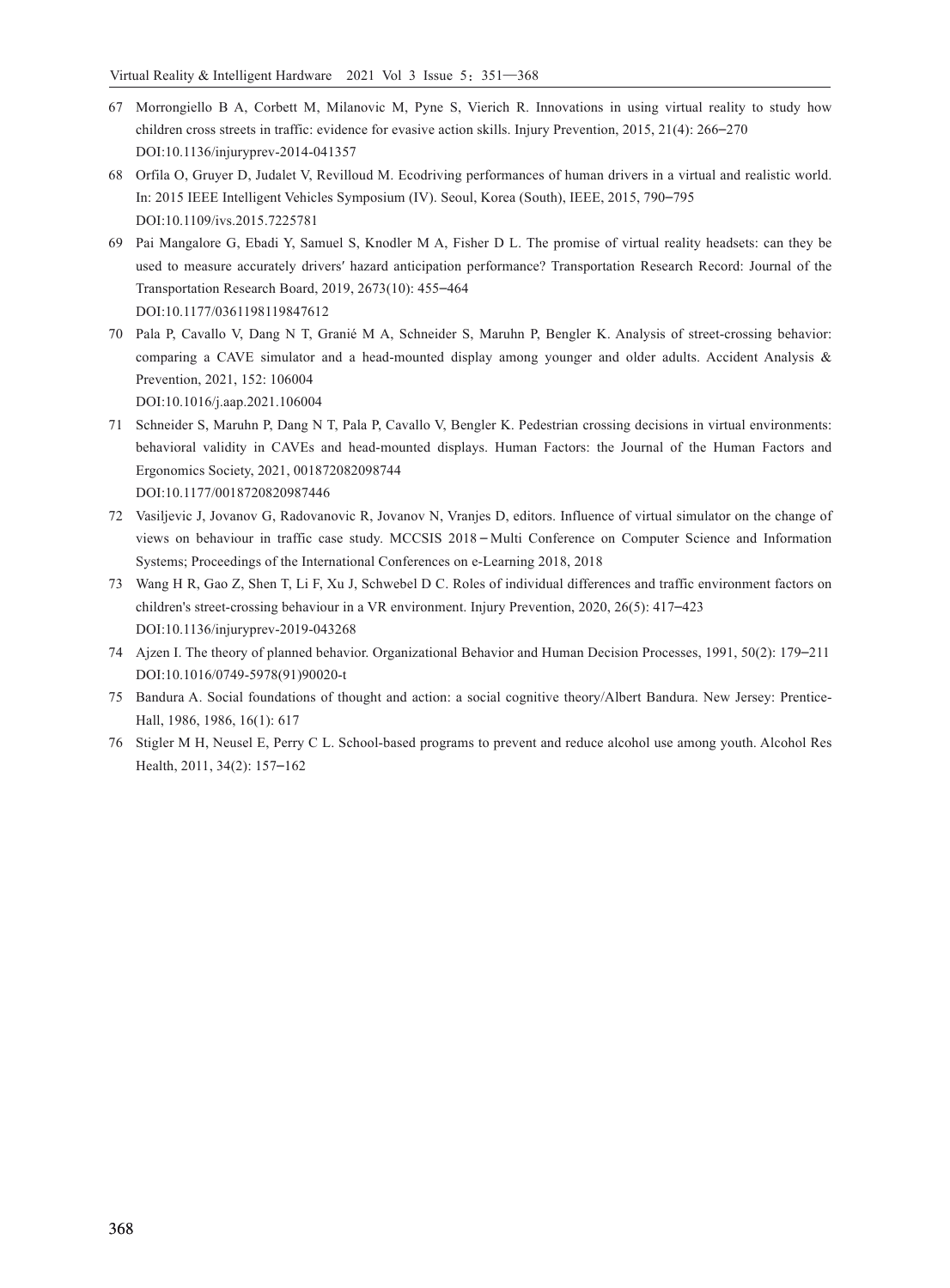67 Morrongiello B A, Corbett M, Milanovic M, Pyne S, Vierich R. Innovations in using virtual reality to study how children cross streets in traffic: evidence for evasive action skills. Injury Prevention, 2015, 21(4): 266–270
DOI:10.1136/injuryprev-2014-041357

68 Orfila O, Gruyer D, Judalet V, Revilloud M. Ecodriving performances of human drivers in a virtual and realistic world. In: 2015 IEEE Intelligent Vehicles Symposium (IV). Seoul, Korea (South), IEEE, 2015, 790–795
DOI:10.1109/ivs.2015.7225781

69 Pai Mangalore G, Ebadi Y, Samuel S, Knodler M A, Fisher D L. The promise of virtual reality headsets: can they be used to measure accurately drivers′ hazard anticipation performance? Transportation Research Record: Journal of the Transportation Research Board, 2019, 2673(10): 455–464
DOI:10.1177/0361198119847612

70 Pala P, Cavallo V, Dang N T, Granié M A, Schneider S, Maruhn P, Bengler K. Analysis of street-crossing behavior: comparing a CAVE simulator and a head-mounted display among younger and older adults. Accident Analysis & Prevention, 2021, 152: 106004
DOI:10.1016/j.aap.2021.106004

71 Schneider S, Maruhn P, Dang N T, Pala P, Cavallo V, Bengler K. Pedestrian crossing decisions in virtual environments: behavioral validity in CAVEs and head-mounted displays. Human Factors: the Journal of the Human Factors and Ergonomics Society, 2021, 001872082098744
DOI:10.1177/0018720820987446

72 Vasiljevic J, Jovanov G, Radovanovic R, Jovanov N, Vranjes D, editors. Influence of virtual simulator on the change of views on behaviour in traffic case study. MCCSIS 2018 – Multi Conference on Computer Science and Information Systems; Proceedings of the International Conferences on e-Learning 2018, 2018

73 Wang H R, Gao Z, Shen T, Li F, Xu J, Schwebel D C. Roles of individual differences and traffic environment factors on children's street-crossing behaviour in a VR environment. Injury Prevention, 2020, 26(5): 417–423
DOI:10.1136/injuryprev-2019-043268

74 Ajzen I. The theory of planned behavior. Organizational Behavior and Human Decision Processes, 1991, 50(2): 179–211
DOI:10.1016/0749-5978(91)90020-t

75 Bandura A. Social foundations of thought and action: a social cognitive theory/Albert Bandura. New Jersey: Prentice-Hall, 1986, 1986, 16(1): 617

76 Stigler M H, Neusel E, Perry C L. School-based programs to prevent and reduce alcohol use among youth. Alcohol Res Health, 2011, 34(2): 157–162